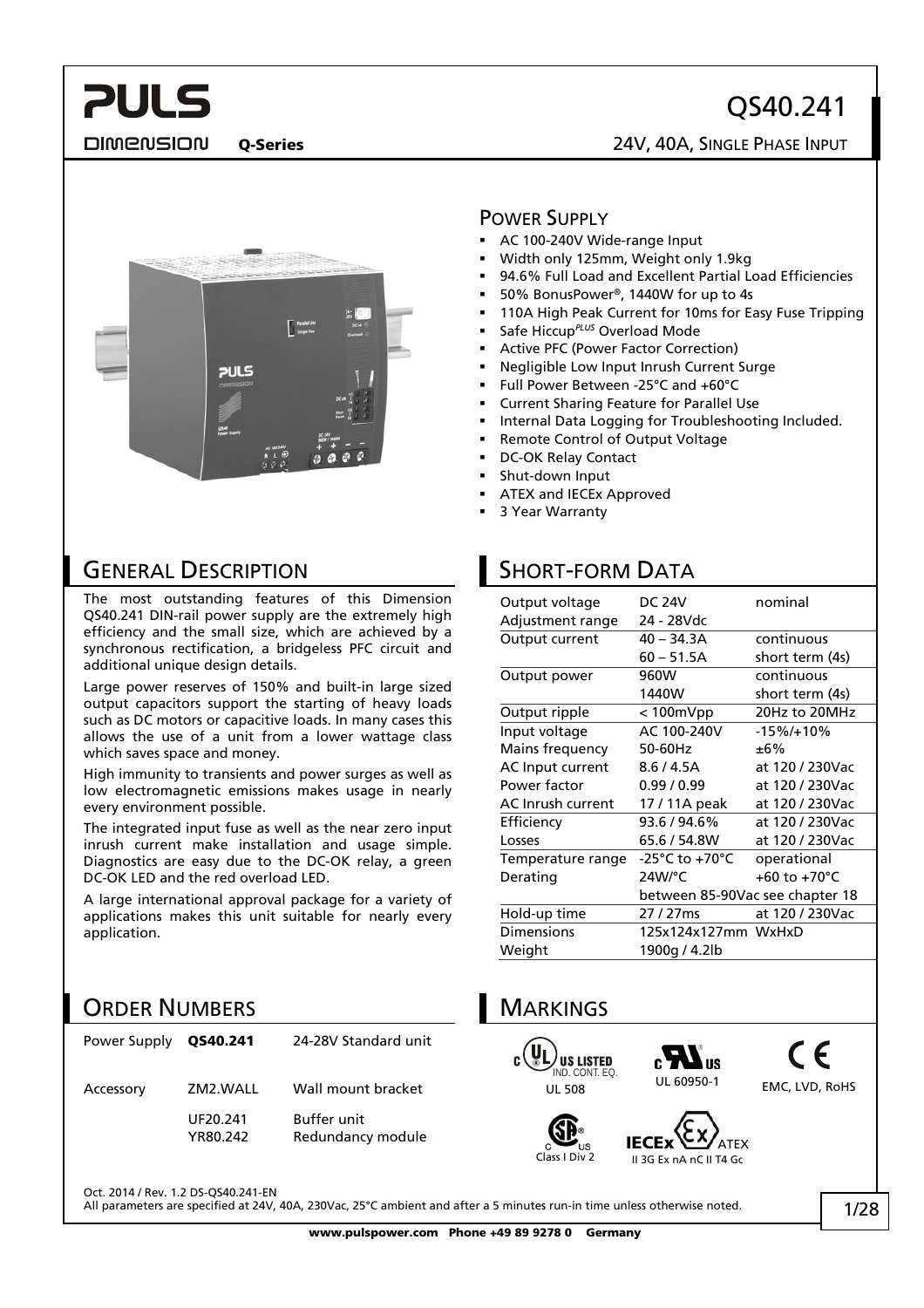# QS40.241

**Q-Series** 24V, 40A, SINGLE PHASE INPUT

## POWER SUPPLY

- AC 100-240V Wide-range Input
- Width only 125mm, Weight only 1.9kg
- 94.6% Full Load and Excellent Partial Load Efficiencies
- 50% BonusPower®, 1440W for up to 4s
- 110A High Peak Current for 10ms for Easy Fuse Tripping
- Safe Hiccup[PLUS] Overload Mode
- Active PFC (Power Factor Correction)
- Negligible Low Input Inrush Current Surge
- Full Power Between -25°C and +60°C
- Current Sharing Feature for Parallel Use
- Internal Data Logging for Troubleshooting Included.
- Remote Control of Output Voltage
- DC-OK Relay Contact
- Shut-down Input
- ATEX and IECEx Approved
- 3 Year Warranty

## GENERAL DESCRIPTION

The most outstanding features of this Dimension QS40.241 DIN-rail power supply are the extremely high efficiency and the small size, which are achieved by a synchronous rectification, a bridgeless PFC circuit and additional unique design details.

Large power reserves of 150% and built-in large sized output capacitors support the starting of heavy loads such as DC motors or capacitive loads. In many cases this allows the use of a unit from a lower wattage class which saves space and money.

High immunity to transients and power surges as well as low electromagnetic emissions makes usage in nearly every environment possible.

The integrated input fuse as well as the near zero input inrush current make installation and usage simple. Diagnostics are easy due to the DC-OK relay, a green DC-OK LED and the red overload LED.

A large international approval package for a variety of applications makes this unit suitable for nearly every application.

## SHORT-FORM DATA

| | | |
|---|---|---|
| Output voltage | DC 24V | nominal |
| Adjustment range | 24 - 28Vdc | |
| Output current | 40 – 34.3A | continuous |
| | 60 – 51.5A | short term (4s) |
| Output power | 960W | continuous |
| | 1440W | short term (4s) |
| Output ripple | < 100mVpp | 20Hz to 20MHz |
| Input voltage | AC 100-240V | -15%/+10% |
| Mains frequency | 50-60Hz | ±6% |
| AC Input current | 8.6 / 4.5A | at 120 / 230Vac |
| Power factor | 0.99 / 0.99 | at 120 / 230Vac |
| AC Inrush current | 17 / 11A peak | at 120 / 230Vac |
| Efficiency | 93.6 / 94.6% | at 120 / 230Vac |
| Losses | 65.6 / 54.8W | at 120 / 230Vac |
| Temperature range | -25°C to +70°C | operational |
| Derating | 24W/°C | +60 to +70°C |
| | between 85-90Vac see chapter 18 | |
| Hold-up time | 27 / 27ms | at 120 / 230Vac |
| Dimensions | 125x124x127mm | WxHxD |
| Weight | 1900g / 4.2lb | |

## ORDER NUMBERS

| | | |
|---|---|---|
| Power Supply | **QS40.241** | 24-28V Standard unit |
| Accessory | ZM2.WALL | Wall mount bracket |
| | UF20.241 | Buffer unit |
| | YR80.242 | Redundancy module |

## MARKINGS

- UL US LISTED IND. CONT. EQ. — UL 508
- UL 60950-1
- CE — EMC, LVD, RoHS
- CSA — Class I Div 2
- IECEx / ATEX — II 3G Ex nA nC II T4 Gc

Oct. 2014 / Rev. 1.2 DS-QS40.241-EN

All parameters are specified at 24V, 40A, 230Vac, 25°C ambient and after a 5 minutes run-in time unless otherwise noted.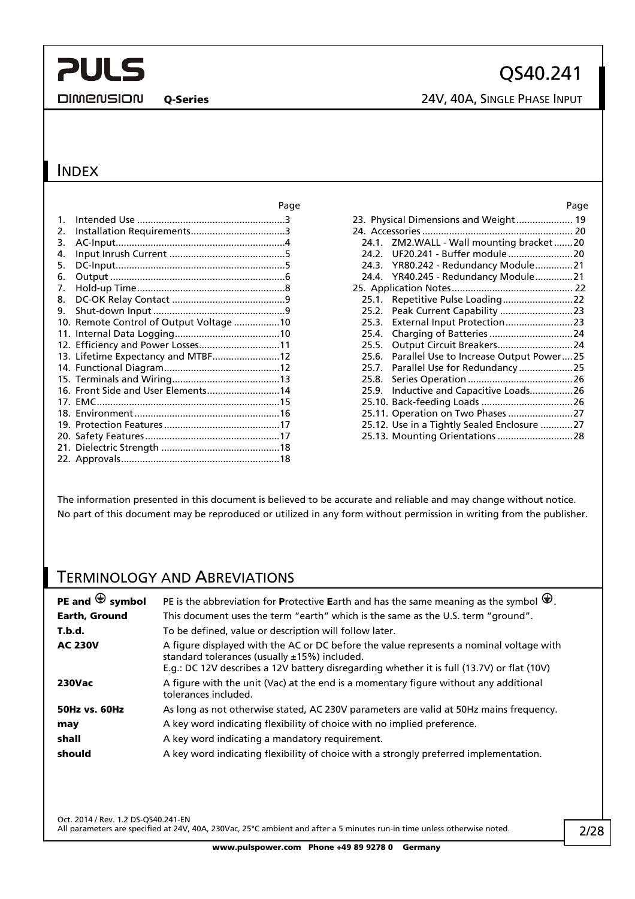## INDEX

| | Page |
|---|---|
| 1. Intended Use | 3 |
| 2. Installation Requirements | 3 |
| 3. AC-Input | 4 |
| 4. Input Inrush Current | 5 |
| 5. DC-Input | 5 |
| 6. Output | 6 |
| 7. Hold-up Time | 8 |
| 8. DC-OK Relay Contact | 9 |
| 9. Shut-down Input | 9 |
| 10. Remote Control of Output Voltage | 10 |
| 11. Internal Data Logging | 10 |
| 12. Efficiency and Power Losses | 11 |
| 13. Lifetime Expectancy and MTBF | 12 |
| 14. Functional Diagram | 12 |
| 15. Terminals and Wiring | 13 |
| 16. Front Side and User Elements | 14 |
| 17. EMC | 15 |
| 18. Environment | 16 |
| 19. Protection Features | 17 |
| 20. Safety Features | 17 |
| 21. Dielectric Strength | 18 |
| 22. Approvals | 18 |
| 23. Physical Dimensions and Weight | 19 |
| 24. Accessories | 20 |
| 24.1. ZM2.WALL - Wall mounting bracket | 20 |
| 24.2. UF20.241 - Buffer module | 20 |
| 24.3. YR80.242 - Redundancy Module | 21 |
| 24.4. YR40.245 - Redundancy Module | 21 |
| 25. Application Notes | 22 |
| 25.1. Repetitive Pulse Loading | 22 |
| 25.2. Peak Current Capability | 23 |
| 25.3. External Input Protection | 23 |
| 25.4. Charging of Batteries | 24 |
| 25.5. Output Circuit Breakers | 24 |
| 25.6. Parallel Use to Increase Output Power | 25 |
| 25.7. Parallel Use for Redundancy | 25 |
| 25.8. Series Operation | 26 |
| 25.9. Inductive and Capacitive Loads | 26 |
| 25.10. Back-feeding Loads | 26 |
| 25.11. Operation on Two Phases | 27 |
| 25.12. Use in a Tightly Sealed Enclosure | 27 |
| 25.13. Mounting Orientations | 28 |

The information presented in this document is believed to be accurate and reliable and may change without notice.
No part of this document may be reproduced or utilized in any form without permission in writing from the publisher.

## TERMINOLOGY AND ABREVIATIONS

| | |
|---|---|
| **PE and ⏚ symbol** | PE is the abbreviation for **P**rotective **E**arth and has the same meaning as the symbol ⏚. |
| **Earth, Ground** | This document uses the term "earth" which is the same as the U.S. term "ground". |
| **T.b.d.** | To be defined, value or description will follow later. |
| **AC 230V** | A figure displayed with the AC or DC before the value represents a nominal voltage with standard tolerances (usually ±15%) included.<br>E.g.: DC 12V describes a 12V battery disregarding whether it is full (13.7V) or flat (10V) |
| **230Vac** | A figure with the unit (Vac) at the end is a momentary figure without any additional tolerances included. |
| **50Hz vs. 60Hz** | As long as not otherwise stated, AC 230V parameters are valid at 50Hz mains frequency. |
| **may** | A key word indicating flexibility of choice with no implied preference. |
| **shall** | A key word indicating a mandatory requirement. |
| **should** | A key word indicating flexibility of choice with a strongly preferred implementation. |

Oct. 2014 / Rev. 1.2 DS-QS40.241-EN
All parameters are specified at 24V, 40A, 230Vac, 25°C ambient and after a 5 minutes run-in time unless otherwise noted.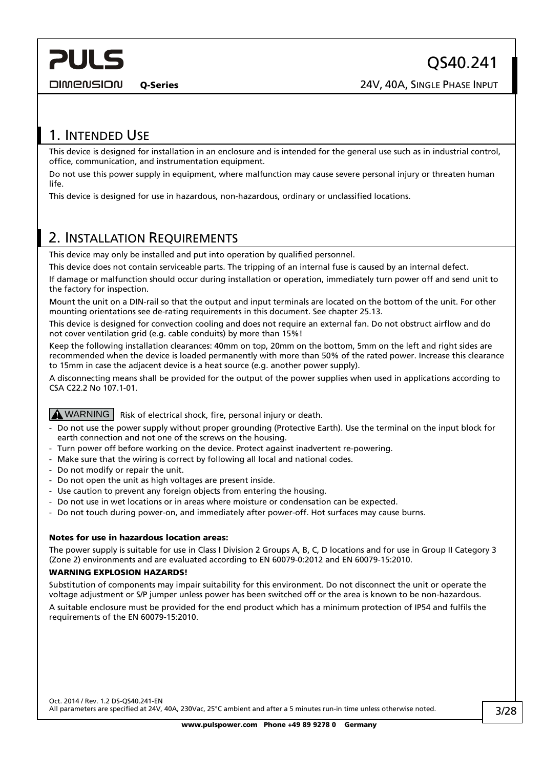## 1. Intended Use

This device is designed for installation in an enclosure and is intended for the general use such as in industrial control, office, communication, and instrumentation equipment.

Do not use this power supply in equipment, where malfunction may cause severe personal injury or threaten human life.

This device is designed for use in hazardous, non-hazardous, ordinary or unclassified locations.

## 2. Installation Requirements

This device may only be installed and put into operation by qualified personnel.

This device does not contain serviceable parts. The tripping of an internal fuse is caused by an internal defect.

If damage or malfunction should occur during installation or operation, immediately turn power off and send unit to the factory for inspection.

Mount the unit on a DIN-rail so that the output and input terminals are located on the bottom of the unit. For other mounting orientations see de-rating requirements in this document. See chapter 25.13.

This device is designed for convection cooling and does not require an external fan. Do not obstruct airflow and do not cover ventilation grid (e.g. cable conduits) by more than 15%!

Keep the following installation clearances: 40mm on top, 20mm on the bottom, 5mm on the left and right sides are recommended when the device is loaded permanently with more than 50% of the rated power. Increase this clearance to 15mm in case the adjacent device is a heat source (e.g. another power supply).

A disconnecting means shall be provided for the output of the power supplies when used in applications according to CSA C22.2 No 107.1-01.

**⚠ WARNING** Risk of electrical shock, fire, personal injury or death.

- Do not use the power supply without proper grounding (Protective Earth). Use the terminal on the input block for earth connection and not one of the screws on the housing.
- Turn power off before working on the device. Protect against inadvertent re-powering.
- Make sure that the wiring is correct by following all local and national codes.
- Do not modify or repair the unit.
- Do not open the unit as high voltages are present inside.
- Use caution to prevent any foreign objects from entering the housing.
- Do not use in wet locations or in areas where moisture or condensation can be expected.
- Do not touch during power-on, and immediately after power-off. Hot surfaces may cause burns.

**Notes for use in hazardous location areas:**

The power supply is suitable for use in Class I Division 2 Groups A, B, C, D locations and for use in Group II Category 3 (Zone 2) environments and are evaluated according to EN 60079-0:2012 and EN 60079-15:2010.

**WARNING EXPLOSION HAZARDS!**

Substitution of components may impair suitability for this environment. Do not disconnect the unit or operate the voltage adjustment or S/P jumper unless power has been switched off or the area is known to be non-hazardous.

A suitable enclosure must be provided for the end product which has a minimum protection of IP54 and fulfils the requirements of the EN 60079-15:2010.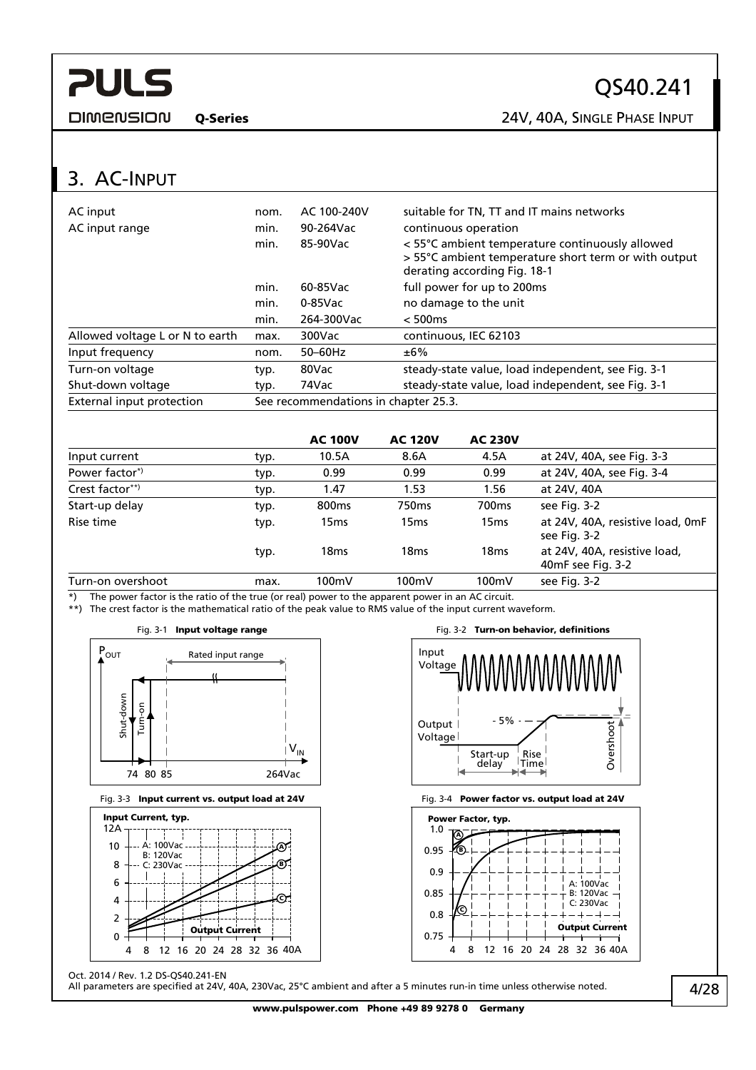## 3. AC-Input

| | | | |
|---|---|---|---|
| AC input | nom. | AC 100-240V | suitable for TN, TT and IT mains networks |
| AC input range | min. | 90-264Vac | continuous operation |
| | min. | 85-90Vac | < 55°C ambient temperature continuously allowed<br>> 55°C ambient temperature short term or with output derating according Fig. 18-1 |
| | min. | 60-85Vac | full power for up to 200ms |
| | min. | 0-85Vac | no damage to the unit |
| | min. | 264-300Vac | < 500ms |
| Allowed voltage L or N to earth | max. | 300Vac | continuous, IEC 62103 |
| Input frequency | nom. | 50–60Hz | ±6% |
| Turn-on voltage | typ. | 80Vac | steady-state value, load independent, see Fig. 3-1 |
| Shut-down voltage | typ. | 74Vac | steady-state value, load independent, see Fig. 3-1 |
| External input protection | See recommendations in chapter 25.3. | | |

| | | **AC 100V** | **AC 120V** | **AC 230V** | |
|---|---|---|---|---|---|
| Input current | typ. | 10.5A | 8.6A | 4.5A | at 24V, 40A, see Fig. 3-3 |
| Power factor*) | typ. | 0.99 | 0.99 | 0.99 | at 24V, 40A, see Fig. 3-4 |
| Crest factor**) | typ. | 1.47 | 1.53 | 1.56 | at 24V, 40A |
| Start-up delay | typ. | 800ms | 750ms | 700ms | see Fig. 3-2 |
| Rise time | typ. | 15ms | 15ms | 15ms | at 24V, 40A, resistive load, 0mF see Fig. 3-2 |
| | typ. | 18ms | 18ms | 18ms | at 24V, 40A, resistive load, 40mF see Fig. 3-2 |
| Turn-on overshoot | max. | 100mV | 100mV | 100mV | see Fig. 3-2 |

*) The power factor is the ratio of the true (or real) power to the apparent power in an AC circuit.
**) The crest factor is the mathematical ratio of the peak value to RMS value of the input current waveform.

Fig. 3-1 **Input voltage range**

Fig. 3-2 **Turn-on behavior, definitions**

Fig. 3-3 **Input current vs. output load at 24V**

Fig. 3-4 **Power factor vs. output load at 24V**

Oct. 2014 / Rev. 1.2 DS-QS40.241-EN
All parameters are specified at 24V, 40A, 230Vac, 25°C ambient and after a 5 minutes run-in time unless otherwise noted.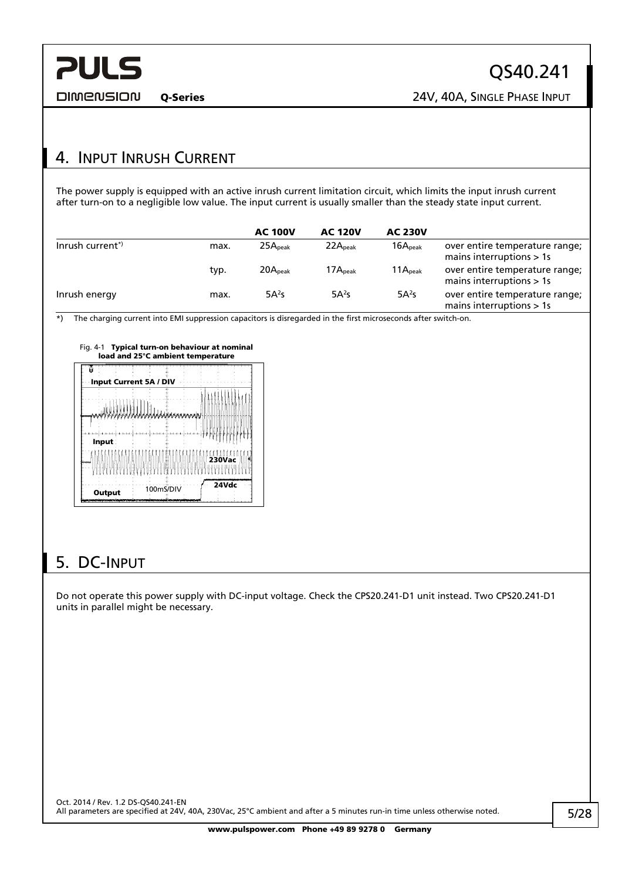## 4. Input Inrush Current

The power supply is equipped with an active inrush current limitation circuit, which limits the input inrush current after turn-on to a negligible low value. The input current is usually smaller than the steady state input current.

| | | AC 100V | AC 120V | AC 230V | |
|---|---|---|---|---|---|
| Inrush current*) | max. | $25A_{peak}$ | $22A_{peak}$ | $16A_{peak}$ | over entire temperature range; mains interruptions > 1s |
| | typ. | $20A_{peak}$ | $17A_{peak}$ | $11A_{peak}$ | over entire temperature range; mains interruptions > 1s |
| Inrush energy | max. | $5A^2s$ | $5A^2s$ | $5A^2s$ | over entire temperature range; mains interruptions > 1s |

*) The charging current into EMI suppression capacitors is disregarded in the first microseconds after switch-on.

Fig. 4-1 **Typical turn-on behaviour at nominal load and 25°C ambient temperature**

Input Current 5A / DIV

Input 230Vac

Output 24Vdc

100mS/DIV

## 5. DC-Input

Do not operate this power supply with DC-input voltage. Check the CPS20.241-D1 unit instead. Two CPS20.241-D1 units in parallel might be necessary.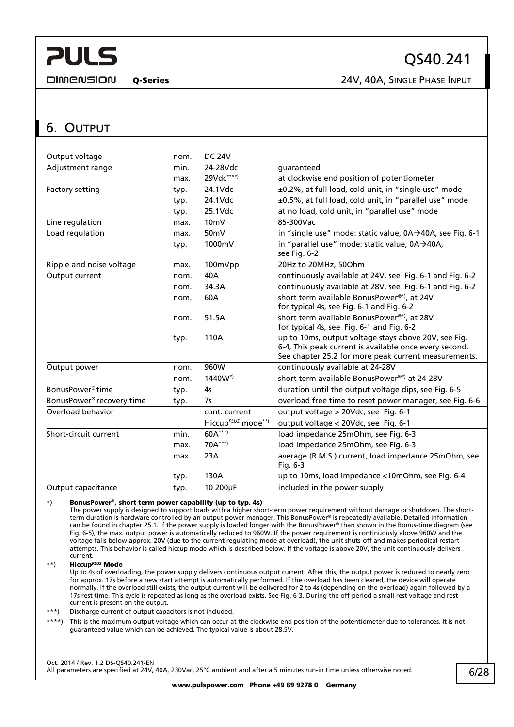## 6. Output

| | | | |
|---|---|---|---|
| Output voltage | nom. | DC 24V | |
| Adjustment range | min. | 24-28Vdc | guaranteed |
| | max. | 29Vdc****) | at clockwise end position of potentiometer |
| Factory setting | typ. | 24.1Vdc | ±0.2%, at full load, cold unit, in “single use” mode |
| | typ. | 24.1Vdc | ±0.5%, at full load, cold unit, in “parallel use” mode |
| | typ. | 25.1Vdc | at no load, cold unit, in “parallel use” mode |
| Line regulation | max. | 10mV | 85-300Vac |
| Load regulation | max. | 50mV | in “single use” mode: static value, 0A→40A, see Fig. 6-1 |
| | typ. | 1000mV | in “parallel use” mode: static value, 0A→40A, see Fig. 6-2 |
| Ripple and noise voltage | max. | 100mVpp | 20Hz to 20MHz, 50Ohm |
| Output current | nom. | 40A | continuously available at 24V, see Fig. 6-1 and Fig. 6-2 |
| | nom. | 34.3A | continuously available at 28V, see Fig. 6-1 and Fig. 6-2 |
| | nom. | 60A | short term available BonusPower®*), at 24V for typical 4s, see Fig. 6-1 and Fig. 6-2 |
| | nom. | 51.5A | short term available BonusPower®*), at 28V for typical 4s, see Fig. 6-1 and Fig. 6-2 |
| | typ. | 110A | up to 10ms, output voltage stays above 20V, see Fig. 6-4, This peak current is available once every second. See chapter 25.2 for more peak current measurements. |
| Output power | nom. | 960W | continuously available at 24-28V |
| | nom. | 1440W*) | short term available BonusPower®*) at 24-28V |
| BonusPower® time | typ. | 4s | duration until the output voltage dips, see Fig. 6-5 |
| BonusPower® recovery time | typ. | 7s | overload free time to reset power manager, see Fig. 6-6 |
| Overload behavior | | cont. current | output voltage > 20Vdc, see Fig. 6-1 |
| | | Hiccup*PLUS* mode**) | output voltage < 20Vdc, see Fig. 6-1 |
| Short-circuit current | min. | 60A***) | load impedance 25mOhm, see Fig. 6-3 |
| | max. | 70A***) | load impedance 25mOhm, see Fig. 6-3 |
| | max. | 23A | average (R.M.S.) current, load impedance 25mOhm, see Fig. 6-3 |
| | typ. | 130A | up to 10ms, load impedance <10mOhm, see Fig. 6-4 |
| Output capacitance | typ. | 10 200µF | included in the power supply |

*) **BonusPower®, short term power capability (up to typ. 4s)**
The power supply is designed to support loads with a higher short-term power requirement without damage or shutdown. The short-term duration is hardware controlled by an output power manager. This BonusPower® is repeatedly available. Detailed information can be found in chapter 25.1. If the power supply is loaded longer with the BonusPower® than shown in the Bonus-time diagram (see Fig. 6-5), the max. output power is automatically reduced to 960W. If the power requirement is continuously above 960W and the voltage falls below approx. 20V (due to the current regulating mode at overload), the unit shuts-off and makes periodical restart attempts. This behavior is called hiccup mode which is described below. If the voltage is above 20V, the unit continuously delivers current.

**) **Hiccup*PLUS* Mode**
Up to 4s of overloading, the power supply delivers continuous output current. After this, the output power is reduced to nearly zero for approx. 17s before a new start attempt is automatically performed. If the overload has been cleared, the device will operate normally. If the overload still exists, the output current will be delivered for 2 to 4s (depending on the overload) again followed by a 17s rest time. This cycle is repeated as long as the overload exists. See Fig. 6-3. During the off-period a small rest voltage and rest current is present on the output.

***) Discharge current of output capacitors is not included.

****) This is the maximum output voltage which can occur at the clockwise end position of the potentiometer due to tolerances. It is not guaranteed value which can be achieved. The typical value is about 28.5V.

Oct. 2014 / Rev. 1.2 DS-QS40.241-EN
All parameters are specified at 24V, 40A, 230Vac, 25°C ambient and after a 5 minutes run-in time unless otherwise noted.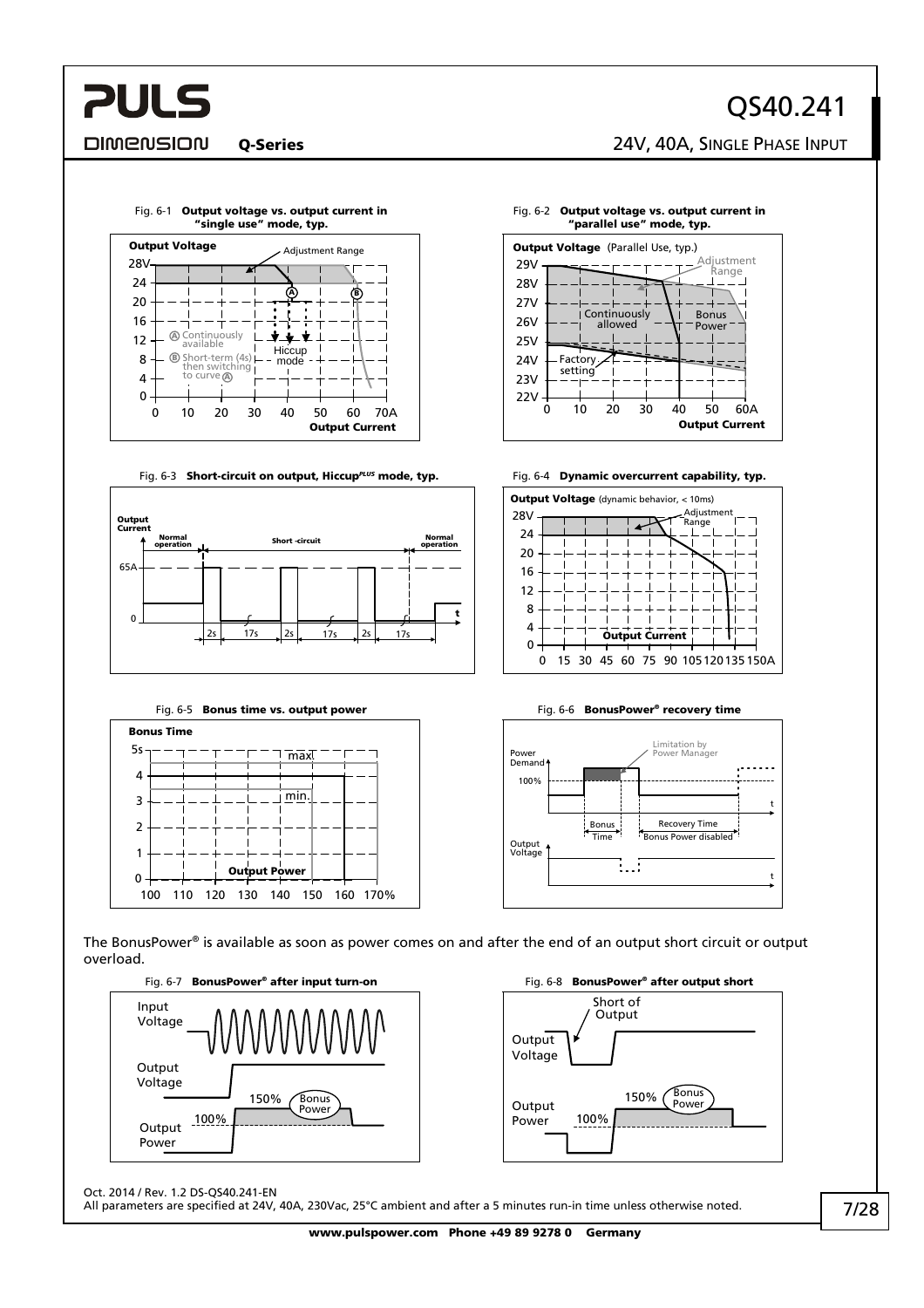Fig. 6-1 **Output voltage vs. output current in "single use" mode, typ.**

Fig. 6-2 **Output voltage vs. output current in "parallel use" mode, typ.**

Fig. 6-3 **Short-circuit on output, Hiccup[PLUS] mode, typ.**

Fig. 6-4 **Dynamic overcurrent capability, typ.**

Fig. 6-5 **Bonus time vs. output power**

Fig. 6-6 **BonusPower® recovery time**

The BonusPower® is available as soon as power comes on and after the end of an output short circuit or output overload.

Fig. 6-7 **BonusPower® after input turn-on**

Fig. 6-8 **BonusPower® after output short**

Oct. 2014 / Rev. 1.2 DS-QS40.241-EN

All parameters are specified at 24V, 40A, 230Vac, 25°C ambient and after a 5 minutes run-in time unless otherwise noted.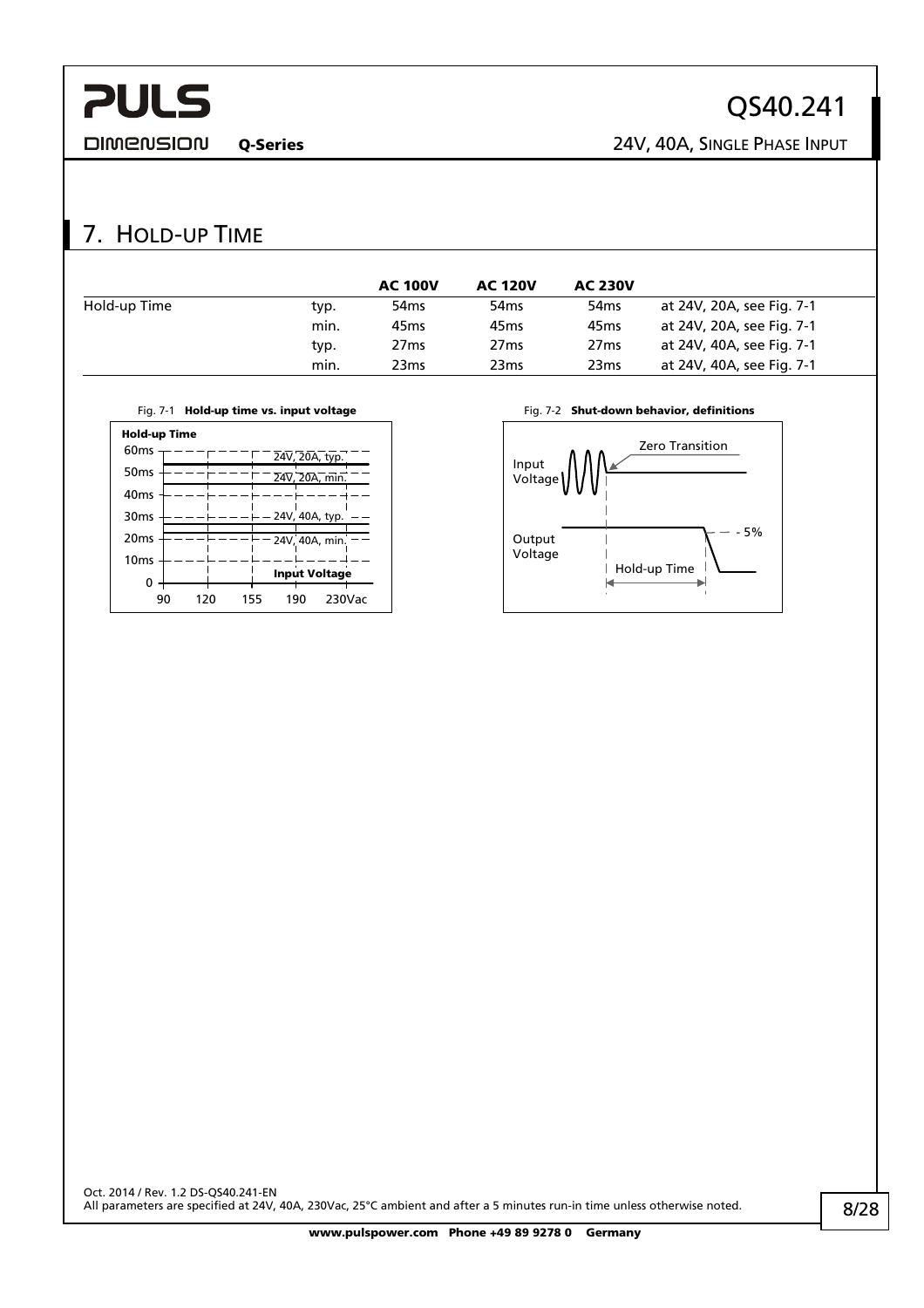# 7. HOLD-UP TIME

| | | AC 100V | AC 120V | AC 230V | |
|---|---|---|---|---|---|
| Hold-up Time | typ. | 54ms | 54ms | 54ms | at 24V, 20A, see Fig. 7-1 |
| | min. | 45ms | 45ms | 45ms | at 24V, 20A, see Fig. 7-1 |
| | typ. | 27ms | 27ms | 27ms | at 24V, 40A, see Fig. 7-1 |
| | min. | 23ms | 23ms | 23ms | at 24V, 40A, see Fig. 7-1 |

Fig. 7-1 **Hold-up time vs. input voltage**

Fig. 7-2 **Shut-down behavior, definitions**

Oct. 2014 / Rev. 1.2 DS-QS40.241-EN
All parameters are specified at 24V, 40A, 230Vac, 25°C ambient and after a 5 minutes run-in time unless otherwise noted.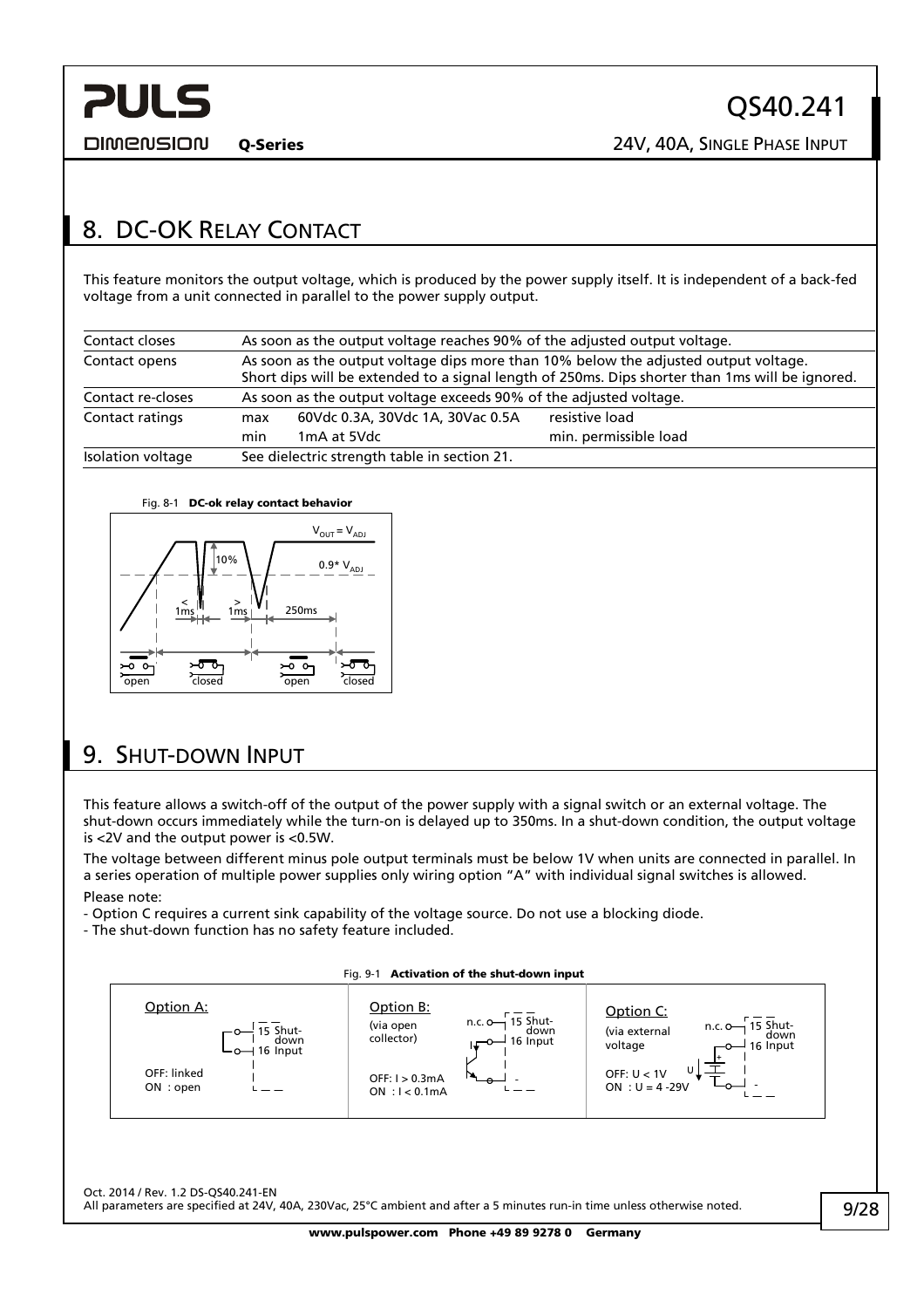## 8. DC-OK Relay Contact

This feature monitors the output voltage, which is produced by the power supply itself. It is independent of a back-fed voltage from a unit connected in parallel to the power supply output.

| | | | |
|---|---|---|---|
| Contact closes | As soon as the output voltage reaches 90% of the adjusted output voltage. | | |
| Contact opens | As soon as the output voltage dips more than 10% below the adjusted output voltage. Short dips will be extended to a signal length of 250ms. Dips shorter than 1ms will be ignored. | | |
| Contact re-closes | As soon as the output voltage exceeds 90% of the adjusted voltage. | | |
| Contact ratings | max | 60Vdc 0.3A, 30Vdc 1A, 30Vac 0.5A | resistive load |
| | min | 1mA at 5Vdc | min. permissible load |
| Isolation voltage | See dielectric strength table in section 21. | | |

Fig. 8-1 **DC-ok relay contact behavior**

## 9. Shut-down Input

This feature allows a switch-off of the output of the power supply with a signal switch or an external voltage. The shut-down occurs immediately while the turn-on is delayed up to 350ms. In a shut-down condition, the output voltage is <2V and the output power is <0.5W.

The voltage between different minus pole output terminals must be below 1V when units are connected in parallel. In a series operation of multiple power supplies only wiring option "A" with individual signal switches is allowed.

Please note:

- Option C requires a current sink capability of the voltage source. Do not use a blocking diode.
- The shut-down function has no safety feature included.

Fig. 9-1 **Activation of the shut-down input**

Option A: OFF: linked; ON : open

Option B: (via open collector) OFF: I > 0.3mA; ON : I < 0.1mA

Option C: (via external voltage) OFF: U < 1V; ON : U = 4 -29V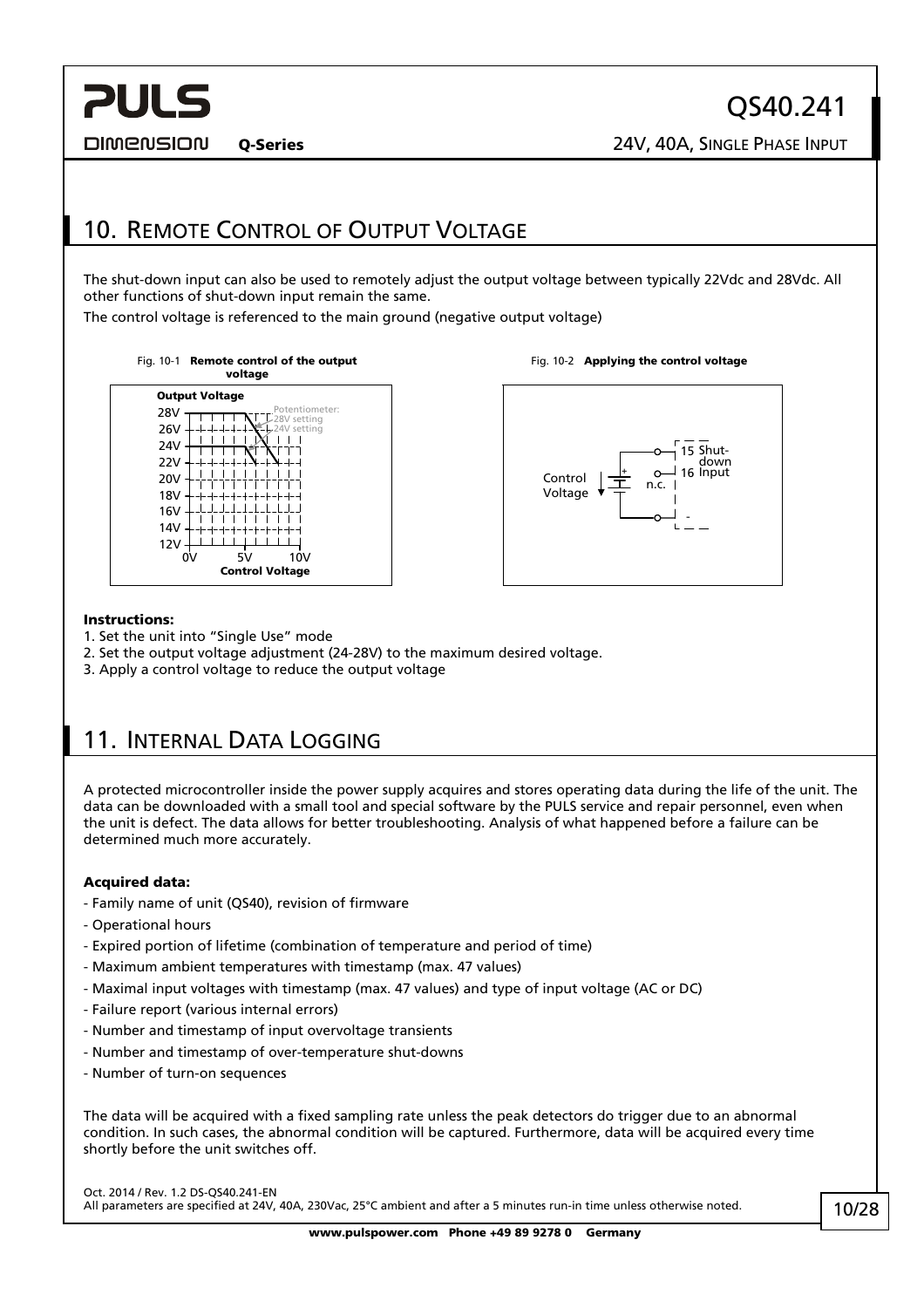## 10. Remote Control of Output Voltage

The shut-down input can also be used to remotely adjust the output voltage between typically 22Vdc and 28Vdc. All other functions of shut-down input remain the same.

The control voltage is referenced to the main ground (negative output voltage)

Fig. 10-1 **Remote control of the output voltage**

Fig. 10-2 **Applying the control voltage**

**Instructions:**

1. Set the unit into "Single Use" mode
2. Set the output voltage adjustment (24-28V) to the maximum desired voltage.
3. Apply a control voltage to reduce the output voltage

## 11. Internal Data Logging

A protected microcontroller inside the power supply acquires and stores operating data during the life of the unit. The data can be downloaded with a small tool and special software by the PULS service and repair personnel, even when the unit is defect. The data allows for better troubleshooting. Analysis of what happened before a failure can be determined much more accurately.

**Acquired data:**

- Family name of unit (QS40), revision of firmware
- Operational hours
- Expired portion of lifetime (combination of temperature and period of time)
- Maximum ambient temperatures with timestamp (max. 47 values)
- Maximal input voltages with timestamp (max. 47 values) and type of input voltage (AC or DC)
- Failure report (various internal errors)
- Number and timestamp of input overvoltage transients
- Number and timestamp of over-temperature shut-downs
- Number of turn-on sequences

The data will be acquired with a fixed sampling rate unless the peak detectors do trigger due to an abnormal condition. In such cases, the abnormal condition will be captured. Furthermore, data will be acquired every time shortly before the unit switches off.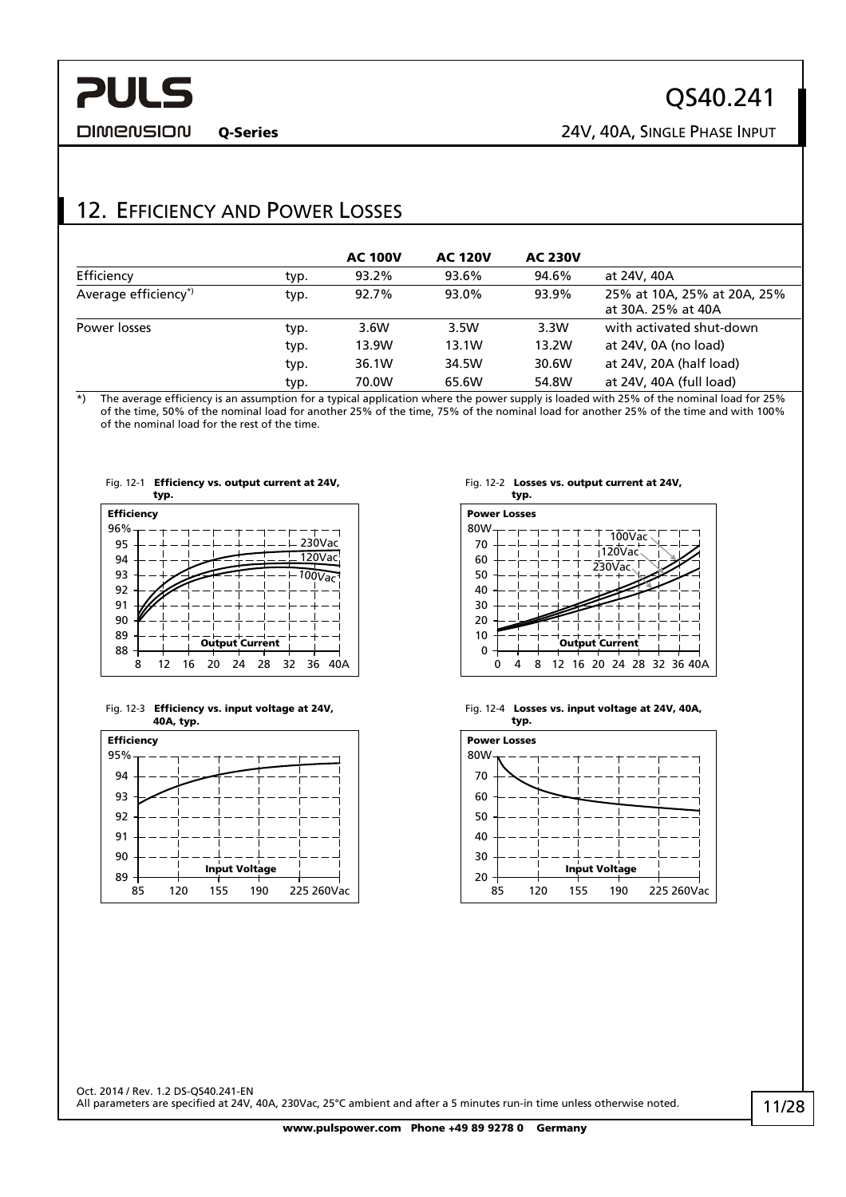## 12. Efficiency and Power Losses

| | | AC 100V | AC 120V | AC 230V | |
|---|---|---|---|---|---|
| Efficiency | typ. | 93.2% | 93.6% | 94.6% | at 24V, 40A |
| Average efficiency*) | typ. | 92.7% | 93.0% | 93.9% | 25% at 10A, 25% at 20A, 25% at 30A. 25% at 40A |
| Power losses | typ. | 3.6W | 3.5W | 3.3W | with activated shut-down |
| | typ. | 13.9W | 13.1W | 13.2W | at 24V, 0A (no load) |
| | typ. | 36.1W | 34.5W | 30.6W | at 24V, 20A (half load) |
| | typ. | 70.0W | 65.6W | 54.8W | at 24V, 40A (full load) |

*) The average efficiency is an assumption for a typical application where the power supply is loaded with 25% of the nominal load for 25% of the time, 50% of the nominal load for another 25% of the time, 75% of the nominal load for another 25% of the time and with 100% of the nominal load for the rest of the time.

Fig. 12-1 **Efficiency vs. output current at 24V, typ.**

Fig. 12-2 **Losses vs. output current at 24V, typ.**

Fig. 12-3 **Efficiency vs. input voltage at 24V, 40A, typ.**

Fig. 12-4 **Losses vs. input voltage at 24V, 40A, typ.**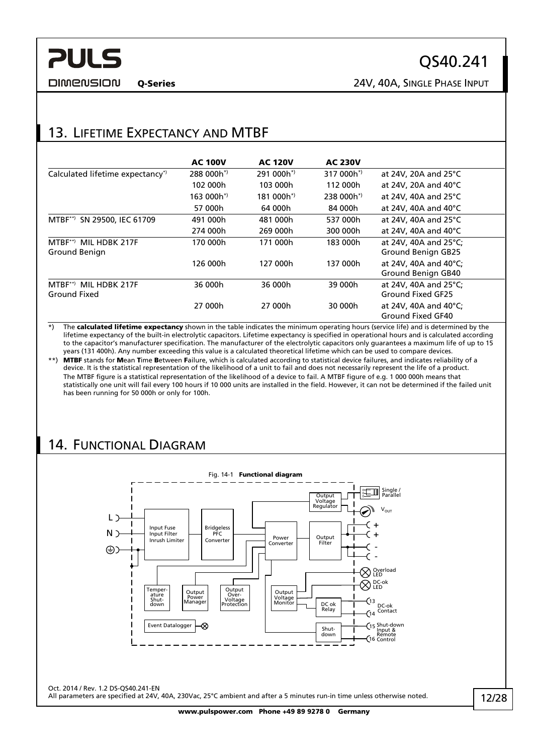## 13. Lifetime Expectancy and MTBF

| | AC 100V | AC 120V | AC 230V | |
|---|---|---|---|---|
| Calculated lifetime expectancy*) | 288 000h*) | 291 000h*) | 317 000h*) | at 24V, 20A and 25°C |
| | 102 000h | 103 000h | 112 000h | at 24V, 20A and 40°C |
| | 163 000h*) | 181 000h*) | 238 000h*) | at 24V, 40A and 25°C |
| | 57 000h | 64 000h | 84 000h | at 24V, 40A and 40°C |
| MTBF**) SN 29500, IEC 61709 | 491 000h | 481 000h | 537 000h | at 24V, 40A and 25°C |
| | 274 000h | 269 000h | 300 000h | at 24V, 40A and 40°C |
| MTBF**) MIL HDBK 217F Ground Benign | 170 000h | 171 000h | 183 000h | at 24V, 40A and 25°C; Ground Benign GB25 |
| | 126 000h | 127 000h | 137 000h | at 24V, 40A and 40°C; Ground Benign GB40 |
| MTBF**) MIL HDBK 217F Ground Fixed | 36 000h | 36 000h | 39 000h | at 24V, 40A and 25°C; Ground Fixed GF25 |
| | 27 000h | 27 000h | 30 000h | at 24V, 40A and 40°C; Ground Fixed GF40 |

*) The **calculated lifetime expectancy** shown in the table indicates the minimum operating hours (service life) and is determined by the lifetime expectancy of the built-in electrolytic capacitors. Lifetime expectancy is specified in operational hours and is calculated according to the capacitor's manufacturer specification. The manufacturer of the electrolytic capacitors only guarantees a maximum life of up to 15 years (131 400h). Any number exceeding this value is a calculated theoretical lifetime which can be used to compare devices.

**) **MTBF** stands for **M**ean **T**ime **B**etween **F**ailure, which is calculated according to statistical device failures, and indicates reliability of a device. It is the statistical representation of the likelihood of a unit to fail and does not necessarily represent the life of a product.
The MTBF figure is a statistical representation of the likelihood of a device to fail. A MTBF figure of e.g. 1 000 000h means that statistically one unit will fail every 100 hours if 10 000 units are installed in the field. However, it can not be determined if the failed unit has been running for 50 000h or only for 100h.

## 14. Functional Diagram

Fig. 14-1 **Functional diagram**

Oct. 2014 / Rev. 1.2 DS-QS40.241-EN

All parameters are specified at 24V, 40A, 230Vac, 25°C ambient and after a 5 minutes run-in time unless otherwise noted.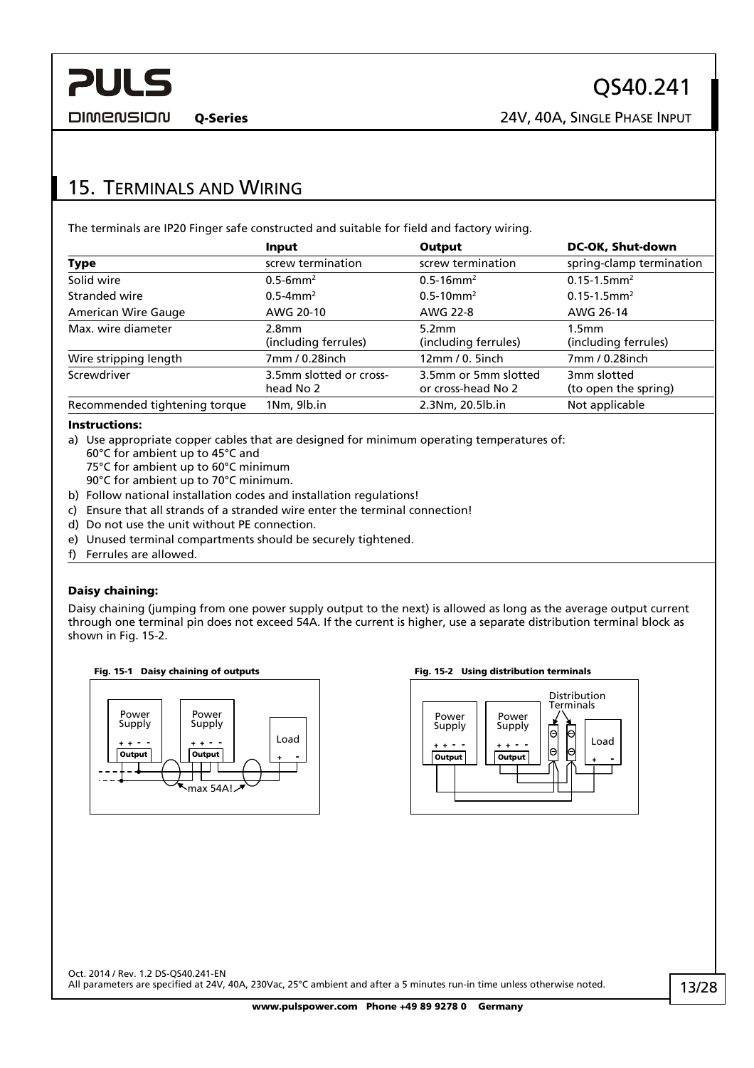## 15. Terminals and Wiring

The terminals are IP20 Finger safe constructed and suitable for field and factory wiring.

| | **Input** | **Output** | **DC-OK, Shut-down** |
|---|---|---|---|
| **Type** | screw termination | screw termination | spring-clamp termination |
| Solid wire | 0.5-6mm² | 0.5-16mm² | 0.15-1.5mm² |
| Stranded wire | 0.5-4mm² | 0.5-10mm² | 0.15-1.5mm² |
| American Wire Gauge | AWG 20-10 | AWG 22-8 | AWG 26-14 |
| Max. wire diameter | 2.8mm (including ferrules) | 5.2mm (including ferrules) | 1.5mm (including ferrules) |
| Wire stripping length | 7mm / 0.28inch | 12mm / 0. 5inch | 7mm / 0.28inch |
| Screwdriver | 3.5mm slotted or cross-head No 2 | 3.5mm or 5mm slotted or cross-head No 2 | 3mm slotted (to open the spring) |
| Recommended tightening torque | 1Nm, 9lb.in | 2.3Nm, 20.5lb.in | Not applicable |

**Instructions:**

a) Use appropriate copper cables that are designed for minimum operating temperatures of:
   60°C for ambient up to 45°C and
   75°C for ambient up to 60°C minimum
   90°C for ambient up to 70°C minimum.

b) Follow national installation codes and installation regulations!

c) Ensure that all strands of a stranded wire enter the terminal connection!

d) Do not use the unit without PE connection.

e) Unused terminal compartments should be securely tightened.

f) Ferrules are allowed.

**Daisy chaining:**

Daisy chaining (jumping from one power supply output to the next) is allowed as long as the average output current through one terminal pin does not exceed 54A. If the current is higher, use a separate distribution terminal block as shown in Fig. 15-2.

**Fig. 15-1 Daisy chaining of outputs**

**Fig. 15-2 Using distribution terminals**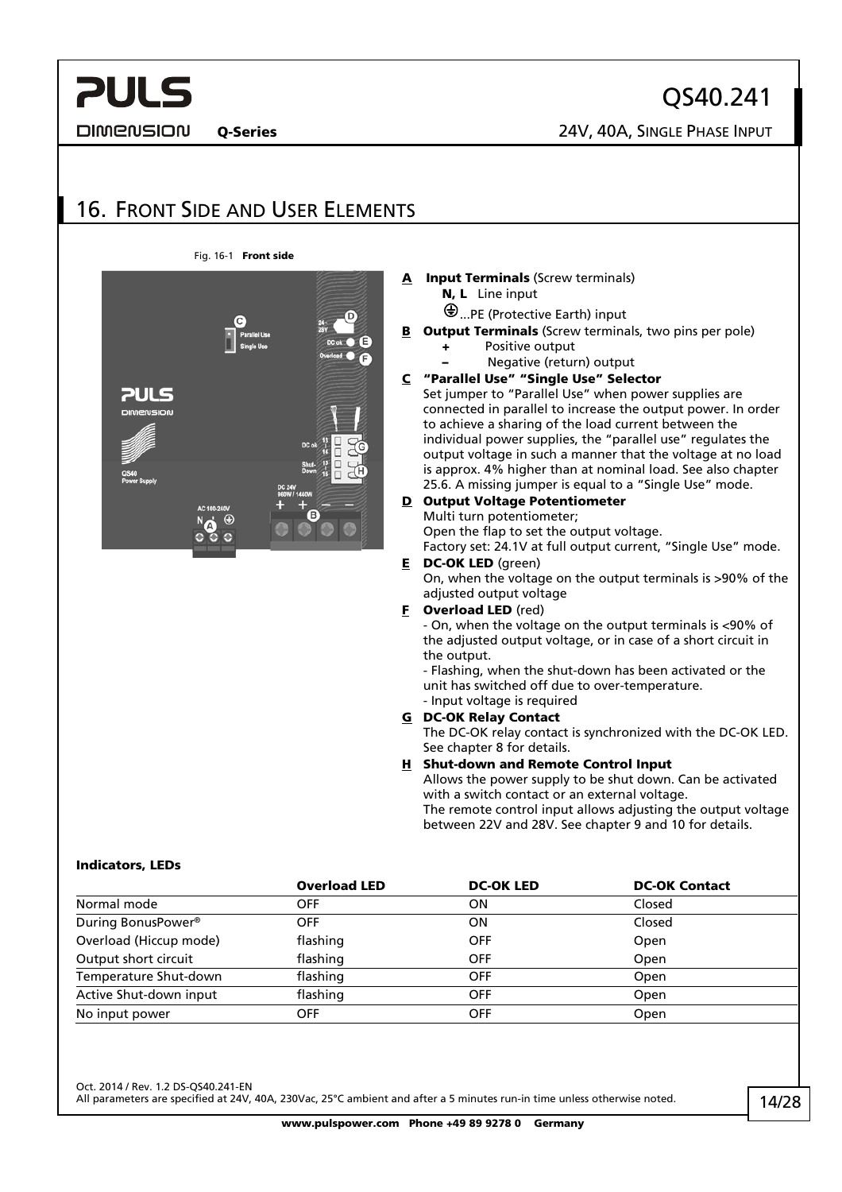## 16. Front Side and User Elements

Fig. 16-1 **Front side**

**A** **Input Terminals** (Screw terminals)
- **N, L** Line input
- ⊕...PE (Protective Earth) input

**B** **Output Terminals** (Screw terminals, two pins per pole)
- **+** Positive output
- **–** Negative (return) output

**C** **"Parallel Use" "Single Use" Selector**
Set jumper to "Parallel Use" when power supplies are connected in parallel to increase the output power. In order to achieve a sharing of the load current between the individual power supplies, the "parallel use" regulates the output voltage in such a manner that the voltage at no load is approx. 4% higher than at nominal load. See also chapter 25.6. A missing jumper is equal to a "Single Use" mode.

**D** **Output Voltage Potentiometer**
Multi turn potentiometer;
Open the flap to set the output voltage.
Factory set: 24.1V at full output current, "Single Use" mode.

**E** **DC-OK LED** (green)
On, when the voltage on the output terminals is >90% of the adjusted output voltage

**F** **Overload LED** (red)
- On, when the voltage on the output terminals is <90% of the adjusted output voltage, or in case of a short circuit in the output.
- Flashing, when the shut-down has been activated or the unit has switched off due to over-temperature.
- Input voltage is required

**G** **DC-OK Relay Contact**
The DC-OK relay contact is synchronized with the DC-OK LED. See chapter 8 for details.

**H** **Shut-down and Remote Control Input**
Allows the power supply to be shut down. Can be activated with a switch contact or an external voltage.
The remote control input allows adjusting the output voltage between 22V and 28V. See chapter 9 and 10 for details.

**Indicators, LEDs**

| | Overload LED | DC-OK LED | DC-OK Contact |
|---|---|---|---|
| Normal mode | OFF | ON | Closed |
| During BonusPower® | OFF | ON | Closed |
| Overload (Hiccup mode) | flashing | OFF | Open |
| Output short circuit | flashing | OFF | Open |
| Temperature Shut-down | flashing | OFF | Open |
| Active Shut-down input | flashing | OFF | Open |
| No input power | OFF | OFF | Open |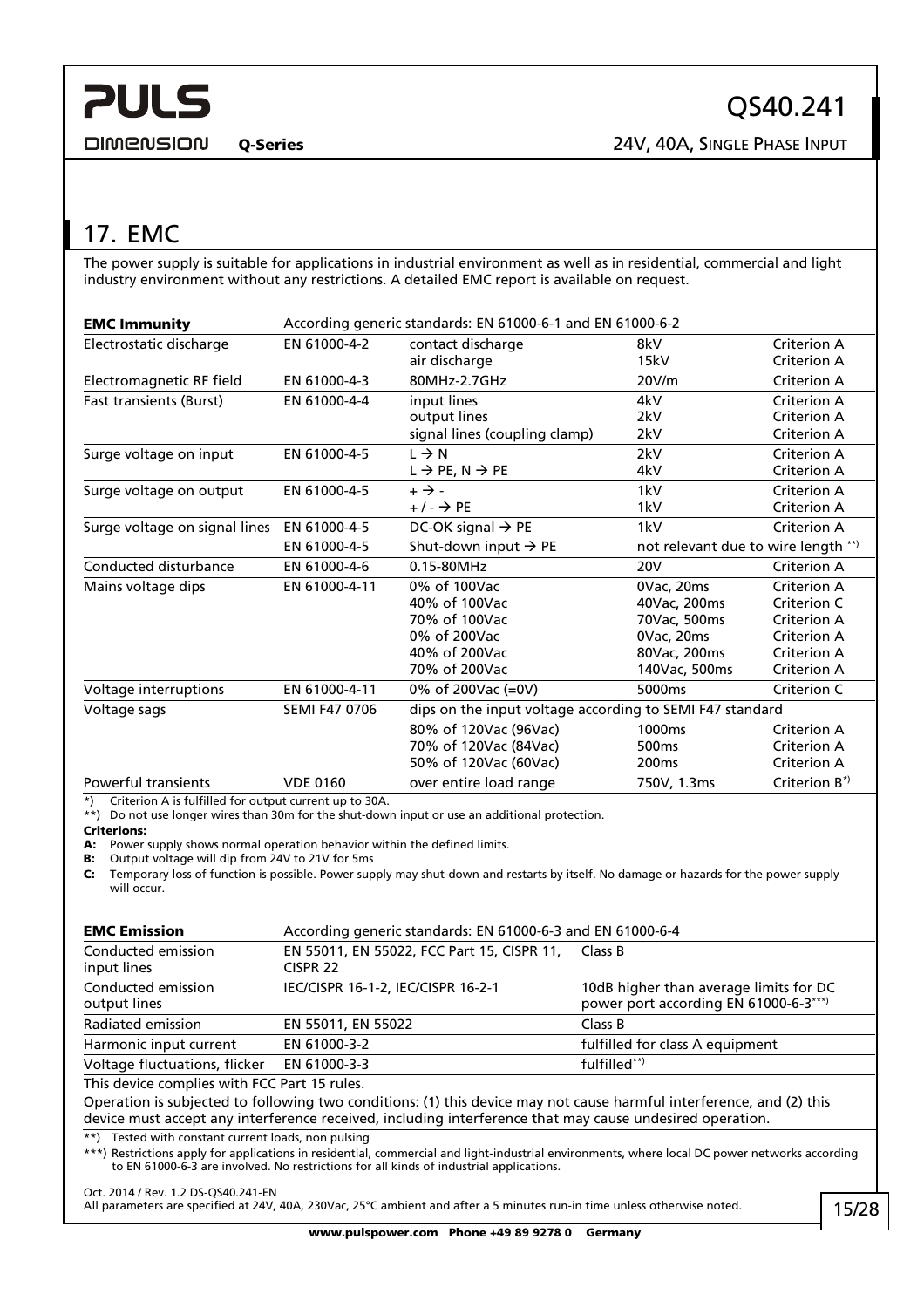## 17. EMC

The power supply is suitable for applications in industrial environment as well as in residential, commercial and light industry environment without any restrictions. A detailed EMC report is available on request.

| **EMC Immunity** | According generic standards: EN 61000-6-1 and EN 61000-6-2 | | | |
|---|---|---|---|---|
| Electrostatic discharge | EN 61000-4-2 | contact discharge<br>air discharge | 8kV<br>15kV | Criterion A<br>Criterion A |
| Electromagnetic RF field | EN 61000-4-3 | 80MHz-2.7GHz | 20V/m | Criterion A |
| Fast transients (Burst) | EN 61000-4-4 | input lines<br>output lines<br>signal lines (coupling clamp) | 4kV<br>2kV<br>2kV | Criterion A<br>Criterion A<br>Criterion A |
| Surge voltage on input | EN 61000-4-5 | L → N<br>L → PE, N → PE | 2kV<br>4kV | Criterion A<br>Criterion A |
| Surge voltage on output | EN 61000-4-5 | + → -<br>+ / - → PE | 1kV<br>1kV | Criterion A<br>Criterion A |
| Surge voltage on signal lines | EN 61000-4-5 | DC-OK signal → PE | 1kV | Criterion A |
| | EN 61000-4-5 | Shut-down input → PE | not relevant due to wire length **) | |
| Conducted disturbance | EN 61000-4-6 | 0.15-80MHz | 20V | Criterion A |
| Mains voltage dips | EN 61000-4-11 | 0% of 100Vac<br>40% of 100Vac<br>70% of 100Vac<br>0% of 200Vac<br>40% of 200Vac<br>70% of 200Vac | 0Vac, 20ms<br>40Vac, 200ms<br>70Vac, 500ms<br>0Vac, 20ms<br>80Vac, 200ms<br>140Vac, 500ms | Criterion A<br>Criterion C<br>Criterion A<br>Criterion A<br>Criterion A<br>Criterion A |
| Voltage interruptions | EN 61000-4-11 | 0% of 200Vac (=0V) | 5000ms | Criterion C |
| Voltage sags | SEMI F47 0706 | dips on the input voltage according to SEMI F47 standard | | |
| | | 80% of 120Vac (96Vac)<br>70% of 120Vac (84Vac)<br>50% of 120Vac (60Vac) | 1000ms<br>500ms<br>200ms | Criterion A<br>Criterion A<br>Criterion A |
| Powerful transients | VDE 0160 | over entire load range | 750V, 1.3ms | Criterion B*) |

*) Criterion A is fulfilled for output current up to 30A.
**) Do not use longer wires than 30m for the shut-down input or use an additional protection.

**Criterions:**

**A:** Power supply shows normal operation behavior within the defined limits.
**B:** Output voltage will dip from 24V to 21V for 5ms
**C:** Temporary loss of function is possible. Power supply may shut-down and restarts by itself. No damage or hazards for the power supply will occur.

| **EMC Emission** | According generic standards: EN 61000-6-3 and EN 61000-6-4 | |
|---|---|---|
| Conducted emission input lines | EN 55011, EN 55022, FCC Part 15, CISPR 11, CISPR 22 | Class B |
| Conducted emission output lines | IEC/CISPR 16-1-2, IEC/CISPR 16-2-1 | 10dB higher than average limits for DC power port according EN 61000-6-3***) |
| Radiated emission | EN 55011, EN 55022 | Class B |
| Harmonic input current | EN 61000-3-2 | fulfilled for class A equipment |
| Voltage fluctuations, flicker | EN 61000-3-3 | fulfilled**) |

This device complies with FCC Part 15 rules.

Operation is subjected to following two conditions: (1) this device may not cause harmful interference, and (2) this device must accept any interference received, including interference that may cause undesired operation.

**) Tested with constant current loads, non pulsing
***) Restrictions apply for applications in residential, commercial and light-industrial environments, where local DC power networks according to EN 61000-6-3 are involved. No restrictions for all kinds of industrial applications.

Oct. 2014 / Rev. 1.2 DS-QS40.241-EN
All parameters are specified at 24V, 40A, 230Vac, 25°C ambient and after a 5 minutes run-in time unless otherwise noted.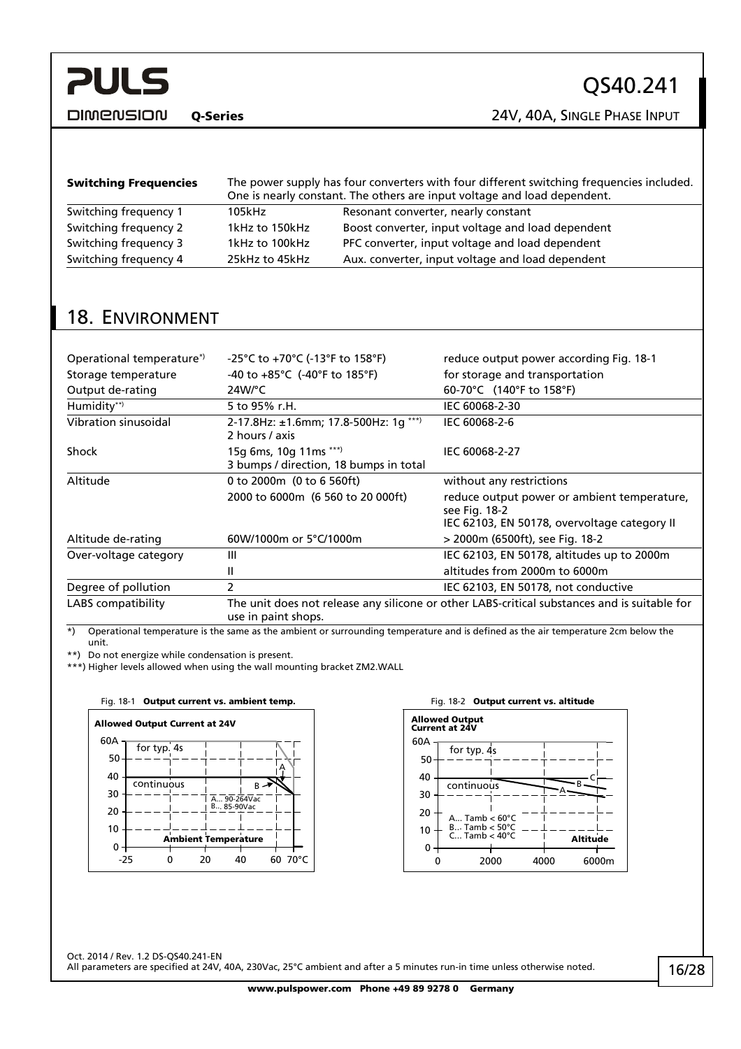| **Switching Frequencies** | The power supply has four converters with four different switching frequencies included. One is nearly constant. The others are input voltage and load dependent. | |
|---|---|---|
| Switching frequency 1 | 105kHz | Resonant converter, nearly constant |
| Switching frequency 2 | 1kHz to 150kHz | Boost converter, input voltage and load dependent |
| Switching frequency 3 | 1kHz to 100kHz | PFC converter, input voltage and load dependent |
| Switching frequency 4 | 25kHz to 45kHz | Aux. converter, input voltage and load dependent |

## 18. Environment

| | | |
|---|---|---|
| Operational temperature*) | -25°C to +70°C (-13°F to 158°F) | reduce output power according Fig. 18-1 |
| Storage temperature | -40 to +85°C (-40°F to 185°F) | for storage and transportation |
| Output de-rating | 24W/°C | 60-70°C (140°F to 158°F) |
| Humidity**) | 5 to 95% r.H. | IEC 60068-2-30 |
| Vibration sinusoidal | 2-17.8Hz: ±1.6mm; 17.8-500Hz: 1g ***) 2 hours / axis | IEC 60068-2-6 |
| Shock | 15g 6ms, 10g 11ms ***) 3 bumps / direction, 18 bumps in total | IEC 60068-2-27 |
| Altitude | 0 to 2000m (0 to 6 560ft) | without any restrictions |
| | 2000 to 6000m (6 560 to 20 000ft) | reduce output power or ambient temperature, see Fig. 18-2 IEC 62103, EN 50178, overvoltage category II |
| Altitude de-rating | 60W/1000m or 5°C/1000m | > 2000m (6500ft), see Fig. 18-2 |
| Over-voltage category | III | IEC 62103, EN 50178, altitudes up to 2000m |
| | II | altitudes from 2000m to 6000m |
| Degree of pollution | 2 | IEC 62103, EN 50178, not conductive |
| LABS compatibility | The unit does not release any silicone or other LABS-critical substances and is suitable for use in paint shops. | |

*) Operational temperature is the same as the ambient or surrounding temperature and is defined as the air temperature 2cm below the unit.

**) Do not energize while condensation is present.

***) Higher levels allowed when using the wall mounting bracket ZM2.WALL

Fig. 18-1 **Output current vs. ambient temp.**

Fig. 18-2 **Output current vs. altitude**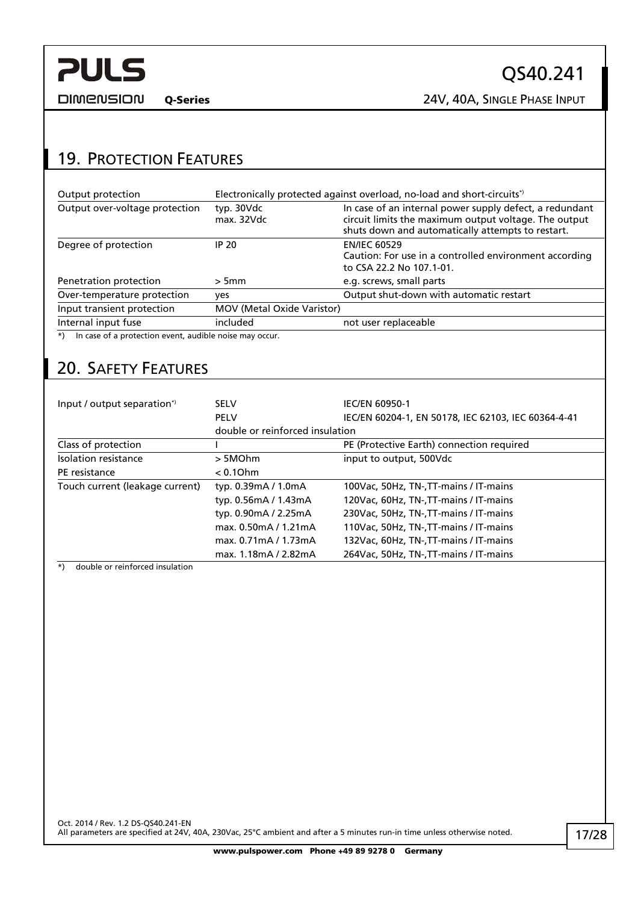## 19. Protection Features

| | | |
|---|---|---|
| Output protection | Electronically protected against overload, no-load and short-circuits*) | |
| Output over-voltage protection | typ. 30Vdc<br>max. 32Vdc | In case of an internal power supply defect, a redundant circuit limits the maximum output voltage. The output shuts down and automatically attempts to restart. |
| Degree of protection | IP 20 | EN/IEC 60529<br>Caution: For use in a controlled environment according to CSA 22.2 No 107.1-01. |
| Penetration protection | > 5mm | e.g. screws, small parts |
| Over-temperature protection | yes | Output shut-down with automatic restart |
| Input transient protection | MOV (Metal Oxide Varistor) | |
| Internal input fuse | included | not user replaceable |

*) In case of a protection event, audible noise may occur.

## 20. Safety Features

| | | |
|---|---|---|
| Input / output separation*) | SELV | IEC/EN 60950-1 |
| | PELV | IEC/EN 60204-1, EN 50178, IEC 62103, IEC 60364-4-41 |
| | double or reinforced insulation | |
| Class of protection | I | PE (Protective Earth) connection required |
| Isolation resistance | > 5MOhm | input to output, 500Vdc |
| PE resistance | < 0.1Ohm | |
| Touch current (leakage current) | typ. 0.39mA / 1.0mA | 100Vac, 50Hz, TN-,TT-mains / IT-mains |
| | typ. 0.56mA / 1.43mA | 120Vac, 60Hz, TN-,TT-mains / IT-mains |
| | typ. 0.90mA / 2.25mA | 230Vac, 50Hz, TN-,TT-mains / IT-mains |
| | max. 0.50mA / 1.21mA | 110Vac, 50Hz, TN-,TT-mains / IT-mains |
| | max. 0.71mA / 1.73mA | 132Vac, 60Hz, TN-,TT-mains / IT-mains |
| | max. 1.18mA / 2.82mA | 264Vac, 50Hz, TN-,TT-mains / IT-mains |

*) double or reinforced insulation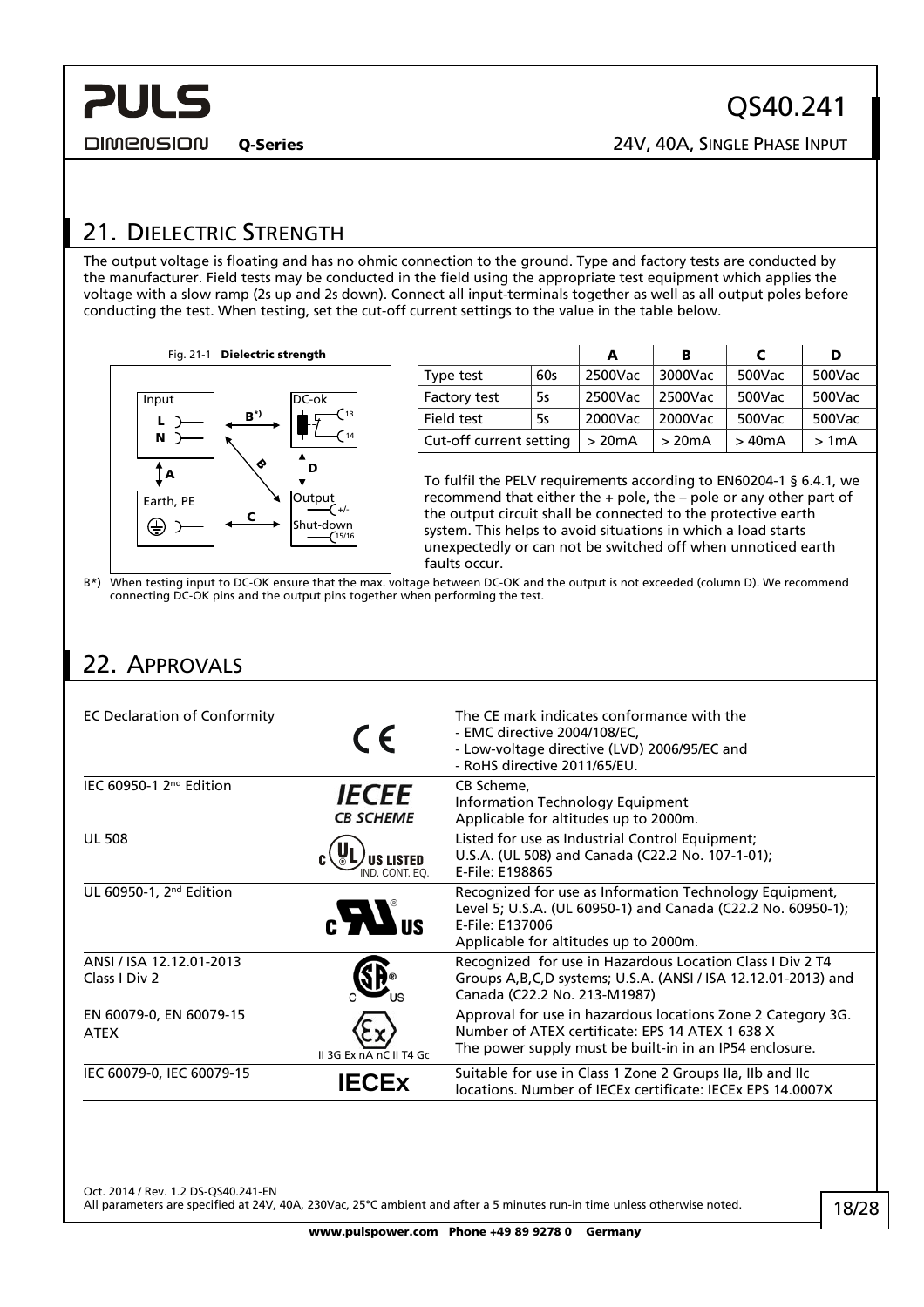## 21. Dielectric Strength

The output voltage is floating and has no ohmic connection to the ground. Type and factory tests are conducted by the manufacturer. Field tests may be conducted in the field using the appropriate test equipment which applies the voltage with a slow ramp (2s up and 2s down). Connect all input-terminals together as well as all output poles before conducting the test. When testing, set the cut-off current settings to the value in the table below.

Fig. 21-1 **Dielectric strength**

| | | A | B | C | D |
|---|---|---|---|---|---|
| Type test | 60s | 2500Vac | 3000Vac | 500Vac | 500Vac |
| Factory test | 5s | 2500Vac | 2500Vac | 500Vac | 500Vac |
| Field test | 5s | 2000Vac | 2000Vac | 500Vac | 500Vac |
| Cut-off current setting | | > 20mA | > 20mA | > 40mA | > 1mA |

To fulfil the PELV requirements according to EN60204-1 § 6.4.1, we recommend that either the + pole, the – pole or any other part of the output circuit shall be connected to the protective earth system. This helps to avoid situations in which a load starts unexpectedly or can not be switched off when unnoticed earth faults occur.

B*) When testing input to DC-OK ensure that the max. voltage between DC-OK and the output is not exceeded (column D). We recommend connecting DC-OK pins and the output pins together when performing the test.

## 22. Approvals

| | | |
|---|---|---|
| EC Declaration of Conformity | CE | The CE mark indicates conformance with the<br>- EMC directive 2004/108/EC,<br>- Low-voltage directive (LVD) 2006/95/EC and<br>- RoHS directive 2011/65/EU. |
| IEC 60950-1 2nd Edition | IECEE CB SCHEME | CB Scheme,<br>Information Technology Equipment<br>Applicable for altitudes up to 2000m. |
| UL 508 | C UL US LISTED IND. CONT. EQ. | Listed for use as Industrial Control Equipment;<br>U.S.A. (UL 508) and Canada (C22.2 No. 107-1-01);<br>E-File: E198865 |
| UL 60950-1, 2nd Edition | C RU US | Recognized for use as Information Technology Equipment, Level 5; U.S.A. (UL 60950-1) and Canada (C22.2 No. 60950-1);<br>E-File: E137006<br>Applicable for altitudes up to 2000m. |
| ANSI / ISA 12.12.01-2013<br>Class I Div 2 | C SP US | Recognized for use in Hazardous Location Class I Div 2 T4 Groups A,B,C,D systems; U.S.A. (ANSI / ISA 12.12.01-2013) and Canada (C22.2 No. 213-M1987) |
| EN 60079-0, EN 60079-15<br>ATEX | II 3G Ex nA nC II T4 Gc | Approval for use in hazardous locations Zone 2 Category 3G.<br>Number of ATEX certificate: EPS 14 ATEX 1 638 X<br>The power supply must be built-in in an IP54 enclosure. |
| IEC 60079-0, IEC 60079-15 | IECEx | Suitable for use in Class 1 Zone 2 Groups IIa, IIb and IIc locations. Number of IECEx certificate: IECEx EPS 14.0007X |

Oct. 2014 / Rev. 1.2 DS-QS40.241-EN
All parameters are specified at 24V, 40A, 230Vac, 25°C ambient and after a 5 minutes run-in time unless otherwise noted.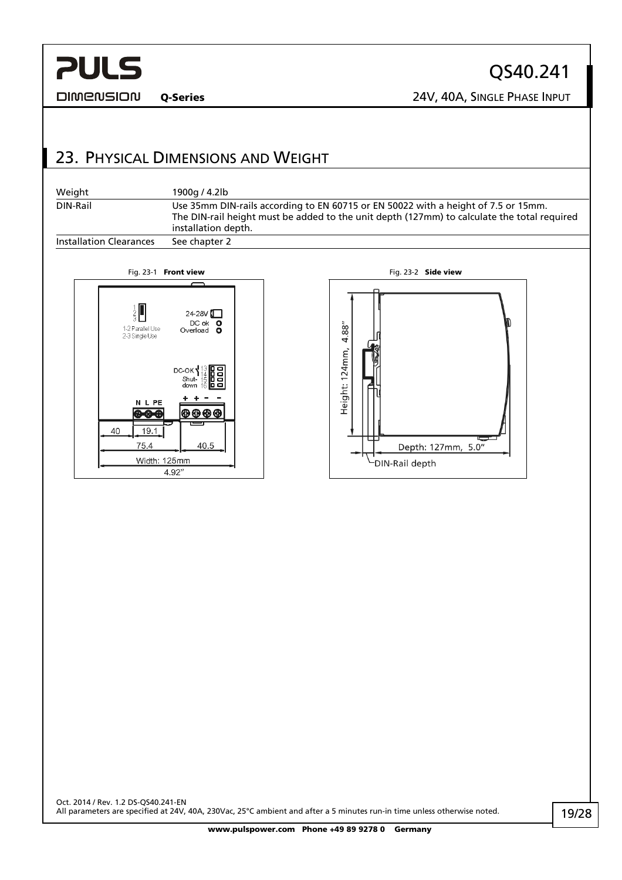## 23. Physical Dimensions and Weight

| | |
|---|---|
| Weight | 1900g / 4.2lb |
| DIN-Rail | Use 35mm DIN-rails according to EN 60715 or EN 50022 with a height of 7.5 or 15mm. The DIN-rail height must be added to the unit depth (127mm) to calculate the total required installation depth. |
| Installation Clearances | See chapter 2 |

Fig. 23-1 **Front view**

Fig. 23-2 **Side view**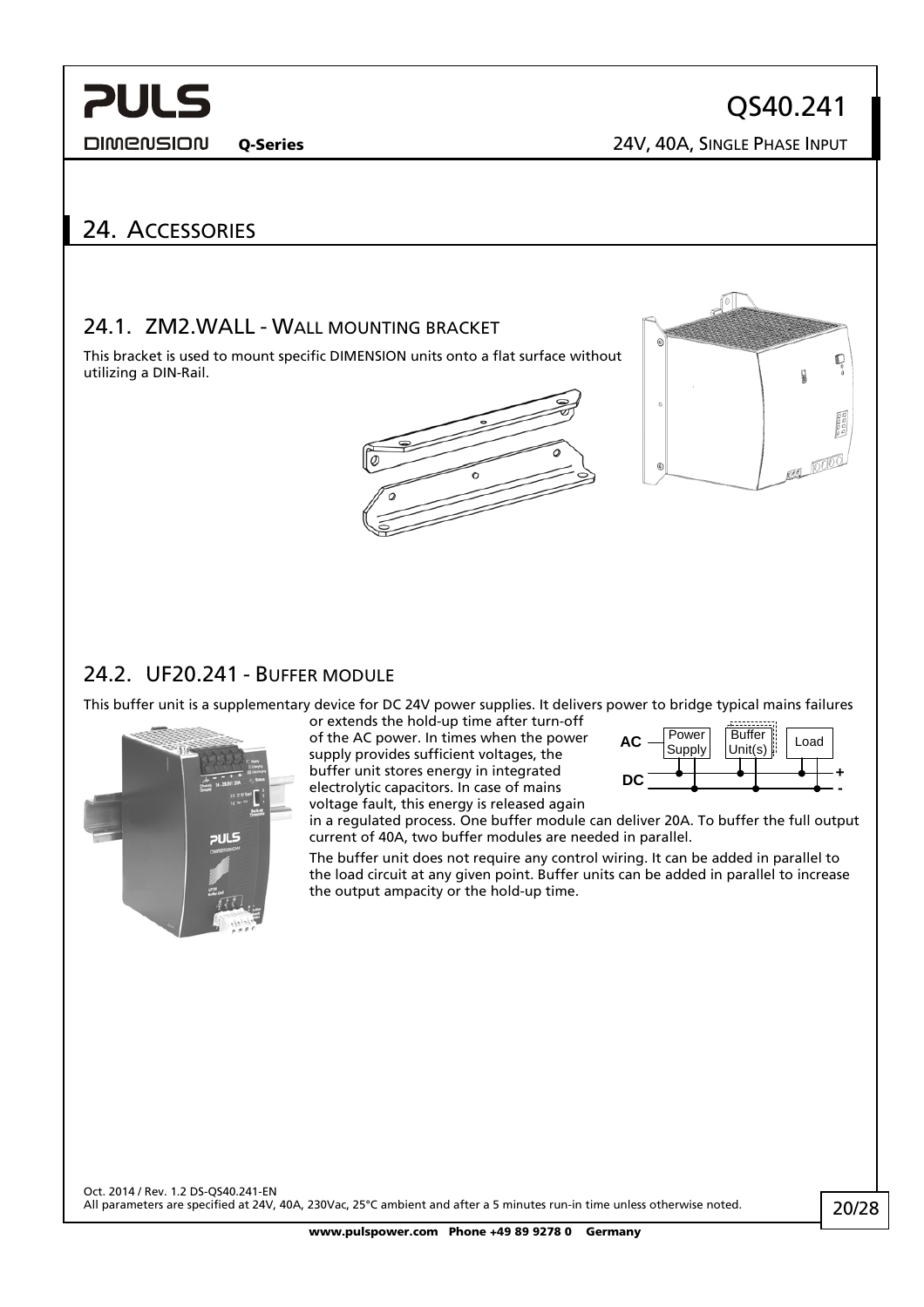# 24. Accessories

## 24.1. ZM2.WALL - Wall mounting bracket

This bracket is used to mount specific DIMENSION units onto a flat surface without utilizing a DIN-Rail.

## 24.2. UF20.241 - Buffer module

This buffer unit is a supplementary device for DC 24V power supplies. It delivers power to bridge typical mains failures or extends the hold-up time after turn-off of the AC power. In times when the power supply provides sufficient voltages, the buffer unit stores energy in integrated electrolytic capacitors. In case of mains voltage fault, this energy is released again in a regulated process. One buffer module can deliver 20A. To buffer the full output current of 40A, two buffer modules are needed in parallel.

The buffer unit does not require any control wiring. It can be added in parallel to the load circuit at any given point. Buffer units can be added in parallel to increase the output ampacity or the hold-up time.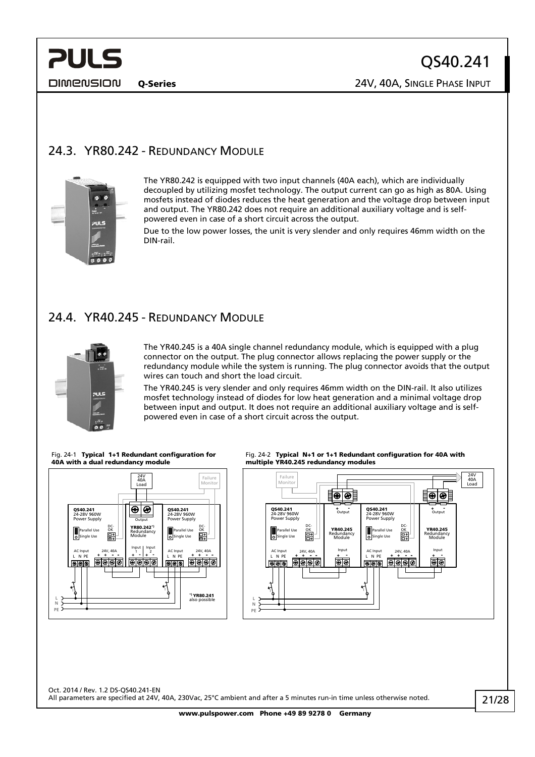## 24.3. YR80.242 - Redundancy Module

The YR80.242 is equipped with two input channels (40A each), which are individually decoupled by utilizing mosfet technology. The output current can go as high as 80A. Using mosfets instead of diodes reduces the heat generation and the voltage drop between input and output. The YR80.242 does not require an additional auxiliary voltage and is self-powered even in case of a short circuit across the output.

Due to the low power losses, the unit is very slender and only requires 46mm width on the DIN-rail.

## 24.4. YR40.245 - Redundancy Module

The YR40.245 is a 40A single channel redundancy module, which is equipped with a plug connector on the output. The plug connector allows replacing the power supply or the redundancy module while the system is running. The plug connector avoids that the output wires can touch and short the load circuit.

The YR40.245 is very slender and only requires 46mm width on the DIN-rail. It also utilizes mosfet technology instead of diodes for low heat generation and a minimal voltage drop between input and output. It does not require an additional auxiliary voltage and is self-powered even in case of a short circuit across the output.

Fig. 24-1 **Typical 1+1 Redundant configuration for 40A with a dual redundancy module**

Fig. 24-2 **Typical N+1 or 1+1 Redundant configuration for 40A with multiple YR40.245 redundancy modules**

Oct. 2014 / Rev. 1.2 DS-QS40.241-EN
All parameters are specified at 24V, 40A, 230Vac, 25°C ambient and after a 5 minutes run-in time unless otherwise noted.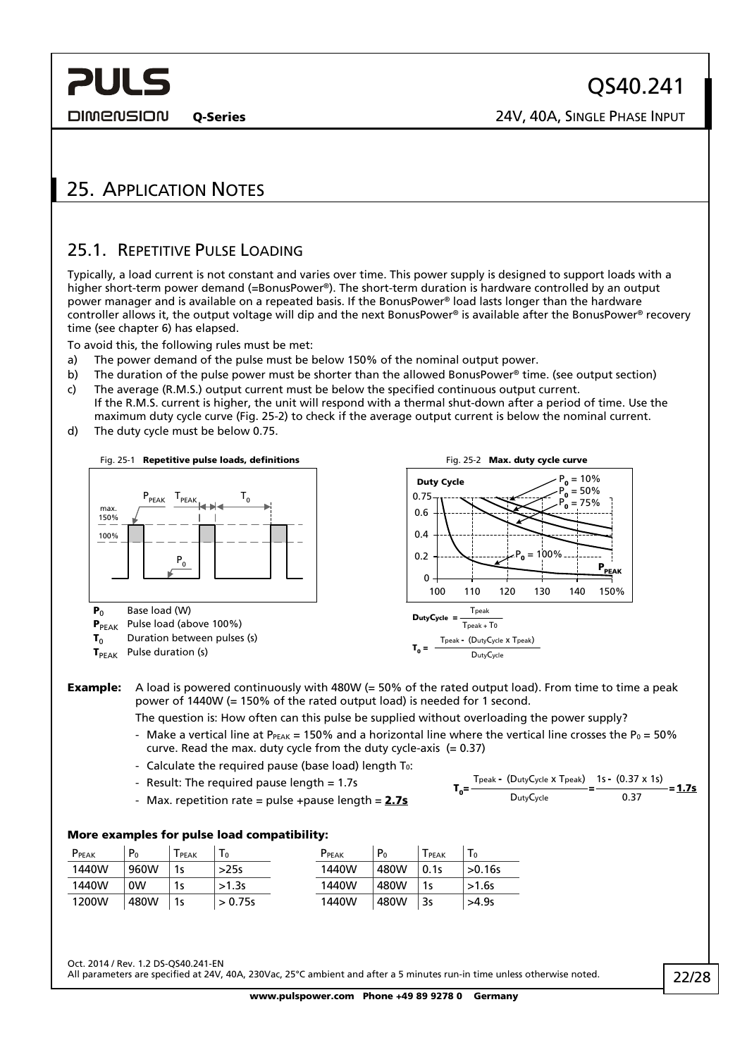## 25. Application Notes

### 25.1. Repetitive Pulse Loading

Typically, a load current is not constant and varies over time. This power supply is designed to support loads with a higher short-term power demand (=BonusPower®). The short-term duration is hardware controlled by an output power manager and is available on a repeated basis. If the BonusPower® load lasts longer than the hardware controller allows it, the output voltage will dip and the next BonusPower® is available after the BonusPower® recovery time (see chapter 6) has elapsed.

To avoid this, the following rules must be met:

a) The power demand of the pulse must be below 150% of the nominal output power.
b) The duration of the pulse power must be shorter than the allowed BonusPower® time. (see output section)
c) The average (R.M.S.) output current must be below the specified continuous output current.
If the R.M.S. current is higher, the unit will respond with a thermal shut-down after a period of time. Use the maximum duty cycle curve (Fig. 25-2) to check if the average output current is below the nominal current.
d) The duty cycle must be below 0.75.

Fig. 25-1 **Repetitive pulse loads, definitions**

- $P_0$ Base load (W)
- $P_{PEAK}$ Pulse load (above 100%)
- $T_0$ Duration between pulses (s)
- $T_{PEAK}$ Pulse duration (s)

Fig. 25-2 **Max. duty cycle curve**

$$\text{DutyCycle} = \frac{T_{peak}}{T_{peak} + T_0}$$

$$T_0 = \frac{T_{peak} - (\text{DutyCycle} \times T_{peak})}{\text{DutyCycle}}$$

**Example:** A load is powered continuously with 480W (= 50% of the rated output load). From time to time a peak power of 1440W (= 150% of the rated output load) is needed for 1 second.

The question is: How often can this pulse be supplied without overloading the power supply?

- Make a vertical line at $P_{PEAK}$ = 150% and a horizontal line where the vertical line crosses the $P_0$ = 50% curve. Read the max. duty cycle from the duty cycle-axis (= 0.37)
- Calculate the required pause (base load) length $T_0$:
- Result: The required pause length = 1.7s
- Max. repetition rate = pulse +pause length = **2.7s**

$$T_0 = \frac{T_{peak} - (\text{DutyCycle} \times T_{peak})}{\text{DutyCycle}} = \frac{1s - (0.37 \times 1s)}{0.37} = \mathbf{1.7s}$$

#### More examples for pulse load compatibility:

| $P_{PEAK}$ | $P_0$ | $T_{PEAK}$ | $T_0$ |
|---|---|---|---|
| 1440W | 960W | 1s | >25s |
| 1440W | 0W | 1s | >1.3s |
| 1200W | 480W | 1s | > 0.75s |

| $P_{PEAK}$ | $P_0$ | $T_{PEAK}$ | $T_0$ |
|---|---|---|---|
| 1440W | 480W | 0.1s | >0.16s |
| 1440W | 480W | 1s | >1.6s |
| 1440W | 480W | 3s | >4.9s |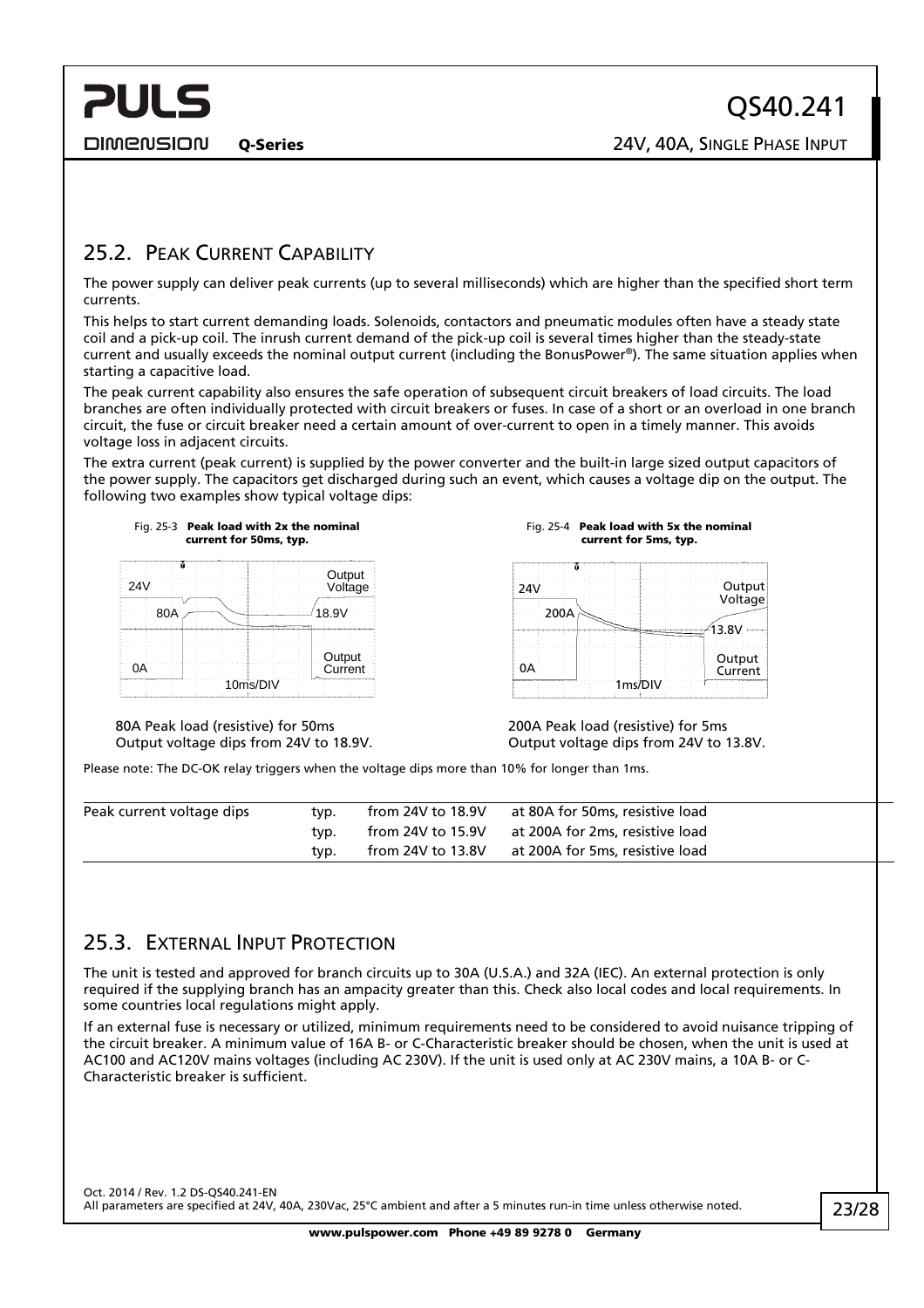## 25.2. Peak Current Capability

The power supply can deliver peak currents (up to several milliseconds) which are higher than the specified short term currents.

This helps to start current demanding loads. Solenoids, contactors and pneumatic modules often have a steady state coil and a pick-up coil. The inrush current demand of the pick-up coil is several times higher than the steady-state current and usually exceeds the nominal output current (including the BonusPower®). The same situation applies when starting a capacitive load.

The peak current capability also ensures the safe operation of subsequent circuit breakers of load circuits. The load branches are often individually protected with circuit breakers or fuses. In case of a short or an overload in one branch circuit, the fuse or circuit breaker need a certain amount of over-current to open in a timely manner. This avoids voltage loss in adjacent circuits.

The extra current (peak current) is supplied by the power converter and the built-in large sized output capacitors of the power supply. The capacitors get discharged during such an event, which causes a voltage dip on the output. The following two examples show typical voltage dips:

Fig. 25-3 **Peak load with 2x the nominal current for 50ms, typ.**

80A Peak load (resistive) for 50ms
Output voltage dips from 24V to 18.9V.

Fig. 25-4 **Peak load with 5x the nominal current for 5ms, typ.**

200A Peak load (resistive) for 5ms
Output voltage dips from 24V to 13.8V.

Please note: The DC-OK relay triggers when the voltage dips more than 10% for longer than 1ms.

| | | | |
|---|---|---|---|
| Peak current voltage dips | typ. | from 24V to 18.9V | at 80A for 50ms, resistive load |
| | typ. | from 24V to 15.9V | at 200A for 2ms, resistive load |
| | typ. | from 24V to 13.8V | at 200A for 5ms, resistive load |

## 25.3. External Input Protection

The unit is tested and approved for branch circuits up to 30A (U.S.A.) and 32A (IEC). An external protection is only required if the supplying branch has an ampacity greater than this. Check also local codes and local requirements. In some countries local regulations might apply.

If an external fuse is necessary or utilized, minimum requirements need to be considered to avoid nuisance tripping of the circuit breaker. A minimum value of 16A B- or C-Characteristic breaker should be chosen, when the unit is used at AC100 and AC120V mains voltages (including AC 230V). If the unit is used only at AC 230V mains, a 10A B- or C-Characteristic breaker is sufficient.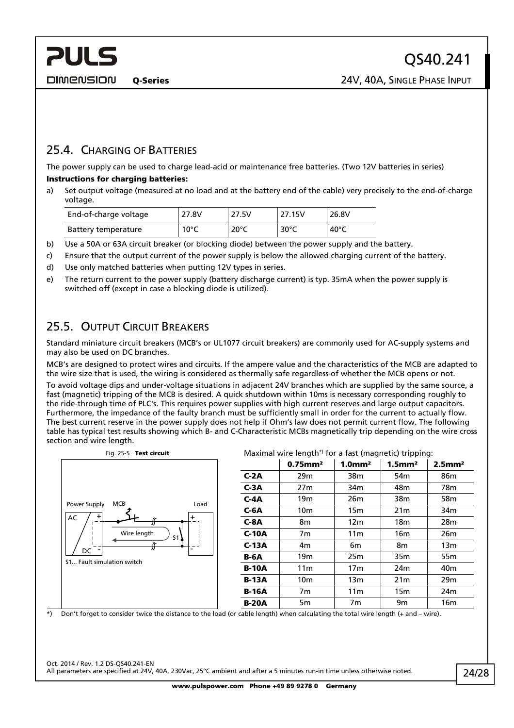## 25.4. Charging of Batteries

The power supply can be used to charge lead-acid or maintenance free batteries. (Two 12V batteries in series)

**Instructions for charging batteries:**

a) Set output voltage (measured at no load and at the battery end of the cable) very precisely to the end-of-charge voltage.

| End-of-charge voltage | 27.8V | 27.5V | 27.15V | 26.8V |
|---|---|---|---|---|
| Battery temperature | 10°C | 20°C | 30°C | 40°C |

b) Use a 50A or 63A circuit breaker (or blocking diode) between the power supply and the battery.

c) Ensure that the output current of the power supply is below the allowed charging current of the battery.

d) Use only matched batteries when putting 12V types in series.

e) The return current to the power supply (battery discharge current) is typ. 35mA when the power supply is switched off (except in case a blocking diode is utilized).

## 25.5. Output Circuit Breakers

Standard miniature circuit breakers (MCB's or UL1077 circuit breakers) are commonly used for AC-supply systems and may also be used on DC branches.

MCB's are designed to protect wires and circuits. If the ampere value and the characteristics of the MCB are adapted to the wire size that is used, the wiring is considered as thermally safe regardless of whether the MCB opens or not.

To avoid voltage dips and under-voltage situations in adjacent 24V branches which are supplied by the same source, a fast (magnetic) tripping of the MCB is desired. A quick shutdown within 10ms is necessary corresponding roughly to the ride-through time of PLC's. This requires power supplies with high current reserves and large output capacitors. Furthermore, the impedance of the faulty branch must be sufficiently small in order for the current to actually flow. The best current reserve in the power supply does not help if Ohm's law does not permit current flow. The following table has typical test results showing which B- and C-Characteristic MCBs magnetically trip depending on the wire cross section and wire length.

Fig. 25-5 **Test circuit**

Power Supply, MCB, Load, AC, DC, +, -, Wire length, S1

S1... Fault simulation switch

Maximal wire length*) for a fast (magnetic) tripping:

| | 0.75mm² | 1.0mm² | 1.5mm² | 2.5mm² |
|---|---|---|---|---|
| **C-2A** | 29m | 38m | 54m | 86m |
| **C-3A** | 27m | 34m | 48m | 78m |
| **C-4A** | 19m | 26m | 38m | 58m |
| **C-6A** | 10m | 15m | 21m | 34m |
| **C-8A** | 8m | 12m | 18m | 28m |
| **C-10A** | 7m | 11m | 16m | 26m |
| **C-13A** | 4m | 6m | 8m | 13m |
| **B-6A** | 19m | 25m | 35m | 55m |
| **B-10A** | 11m | 17m | 24m | 40m |
| **B-13A** | 10m | 13m | 21m | 29m |
| **B-16A** | 7m | 11m | 15m | 24m |
| **B-20A** | 5m | 7m | 9m | 16m |

*) Don't forget to consider twice the distance to the load (or cable length) when calculating the total wire length (+ and – wire).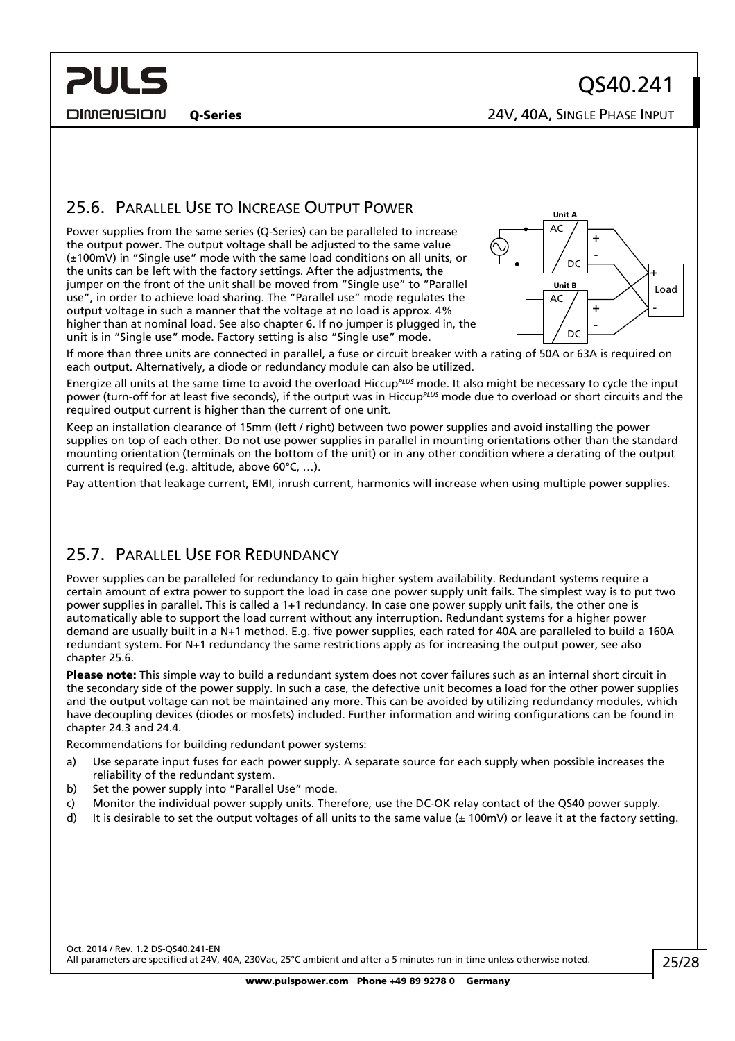## 25.6. Parallel Use to Increase Output Power

Power supplies from the same series (Q-Series) can be paralleled to increase the output power. The output voltage shall be adjusted to the same value (±100mV) in "Single use" mode with the same load conditions on all units, or the units can be left with the factory settings. After the adjustments, the jumper on the front of the unit shall be moved from "Single use" to "Parallel use", in order to achieve load sharing. The "Parallel use" mode regulates the output voltage in such a manner that the voltage at no load is approx. 4% higher than at nominal load. See also chapter 6. If no jumper is plugged in, the unit is in "Single use" mode. Factory setting is also "Single use" mode.

If more than three units are connected in parallel, a fuse or circuit breaker with a rating of 50A or 63A is required on each output. Alternatively, a diode or redundancy module can also be utilized.

Energize all units at the same time to avoid the overload Hiccup*PLUS* mode. It also might be necessary to cycle the input power (turn-off for at least five seconds), if the output was in Hiccup*PLUS* mode due to overload or short circuits and the required output current is higher than the current of one unit.

Keep an installation clearance of 15mm (left / right) between two power supplies and avoid installing the power supplies on top of each other. Do not use power supplies in parallel in mounting orientations other than the standard mounting orientation (terminals on the bottom of the unit) or in any other condition where a derating of the output current is required (e.g. altitude, above 60°C, …).

Pay attention that leakage current, EMI, inrush current, harmonics will increase when using multiple power supplies.

## 25.7. Parallel Use for Redundancy

Power supplies can be paralleled for redundancy to gain higher system availability. Redundant systems require a certain amount of extra power to support the load in case one power supply unit fails. The simplest way is to put two power supplies in parallel. This is called a 1+1 redundancy. In case one power supply unit fails, the other one is automatically able to support the load current without any interruption. Redundant systems for a higher power demand are usually built in a N+1 method. E.g. five power supplies, each rated for 40A are paralleled to build a 160A redundant system. For N+1 redundancy the same restrictions apply as for increasing the output power, see also chapter 25.6.

**Please note:** This simple way to build a redundant system does not cover failures such as an internal short circuit in the secondary side of the power supply. In such a case, the defective unit becomes a load for the other power supplies and the output voltage can not be maintained any more. This can be avoided by utilizing redundancy modules, which have decoupling devices (diodes or mosfets) included. Further information and wiring configurations can be found in chapter 24.3 and 24.4.

Recommendations for building redundant power systems:

a) Use separate input fuses for each power supply. A separate source for each supply when possible increases the reliability of the redundant system.
b) Set the power supply into "Parallel Use" mode.
c) Monitor the individual power supply units. Therefore, use the DC-OK relay contact of the QS40 power supply.
d) It is desirable to set the output voltages of all units to the same value (± 100mV) or leave it at the factory setting.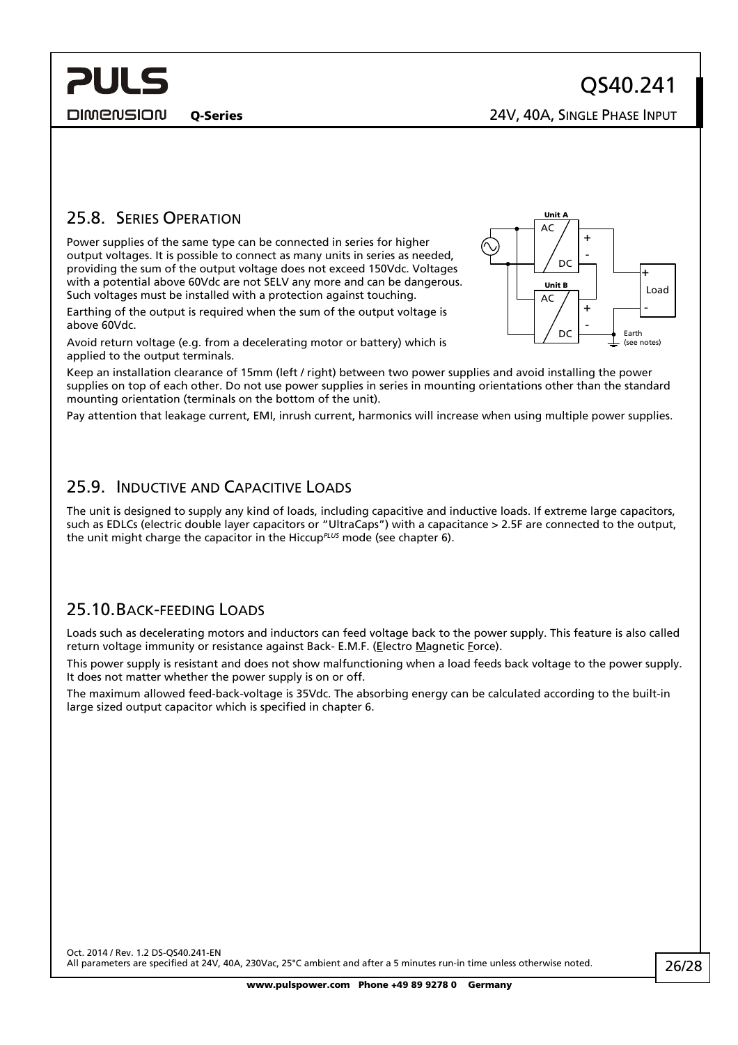## 25.8. Series Operation

Power supplies of the same type can be connected in series for higher output voltages. It is possible to connect as many units in series as needed, providing the sum of the output voltage does not exceed 150Vdc. Voltages with a potential above 60Vdc are not SELV any more and can be dangerous. Such voltages must be installed with a protection against touching.

Earthing of the output is required when the sum of the output voltage is above 60Vdc.

Avoid return voltage (e.g. from a decelerating motor or battery) which is applied to the output terminals.

Keep an installation clearance of 15mm (left / right) between two power supplies and avoid installing the power supplies on top of each other. Do not use power supplies in series in mounting orientations other than the standard mounting orientation (terminals on the bottom of the unit).

Pay attention that leakage current, EMI, inrush current, harmonics will increase when using multiple power supplies.

## 25.9. Inductive and Capacitive Loads

The unit is designed to supply any kind of loads, including capacitive and inductive loads. If extreme large capacitors, such as EDLCs (electric double layer capacitors or "UltraCaps") with a capacitance > 2.5F are connected to the output, the unit might charge the capacitor in the Hiccup*PLUS* mode (see chapter 6).

## 25.10. Back-feeding Loads

Loads such as decelerating motors and inductors can feed voltage back to the power supply. This feature is also called return voltage immunity or resistance against Back- E.M.F. (Electro Magnetic Force).

This power supply is resistant and does not show malfunctioning when a load feeds back voltage to the power supply. It does not matter whether the power supply is on or off.

The maximum allowed feed-back-voltage is 35Vdc. The absorbing energy can be calculated according to the built-in large sized output capacitor which is specified in chapter 6.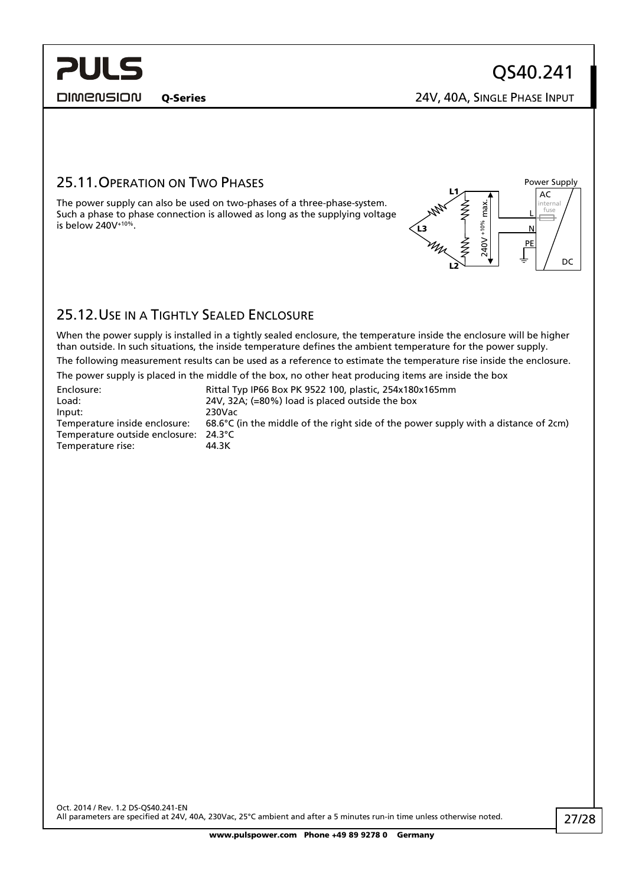## 25.11. Operation on Two Phases

The power supply can also be used on two-phases of a three-phase-system. Such a phase to phase connection is allowed as long as the supplying voltage is below $240V^{+10\%}$.

## 25.12. Use in a Tightly Sealed Enclosure

When the power supply is installed in a tightly sealed enclosure, the temperature inside the enclosure will be higher than outside. In such situations, the inside temperature defines the ambient temperature for the power supply.

The following measurement results can be used as a reference to estimate the temperature rise inside the enclosure.

The power supply is placed in the middle of the box, no other heat producing items are inside the box

| | |
|---|---|
| Enclosure: | Rittal Typ IP66 Box PK 9522 100, plastic, 254x180x165mm |
| Load: | 24V, 32A; (=80%) load is placed outside the box |
| Input: | 230Vac |
| Temperature inside enclosure: | 68.6°C (in the middle of the right side of the power supply with a distance of 2cm) |
| Temperature outside enclosure: | 24.3°C |
| Temperature rise: | 44.3K |

Oct. 2014 / Rev. 1.2 DS-QS40.241-EN
All parameters are specified at 24V, 40A, 230Vac, 25°C ambient and after a 5 minutes run-in time unless otherwise noted.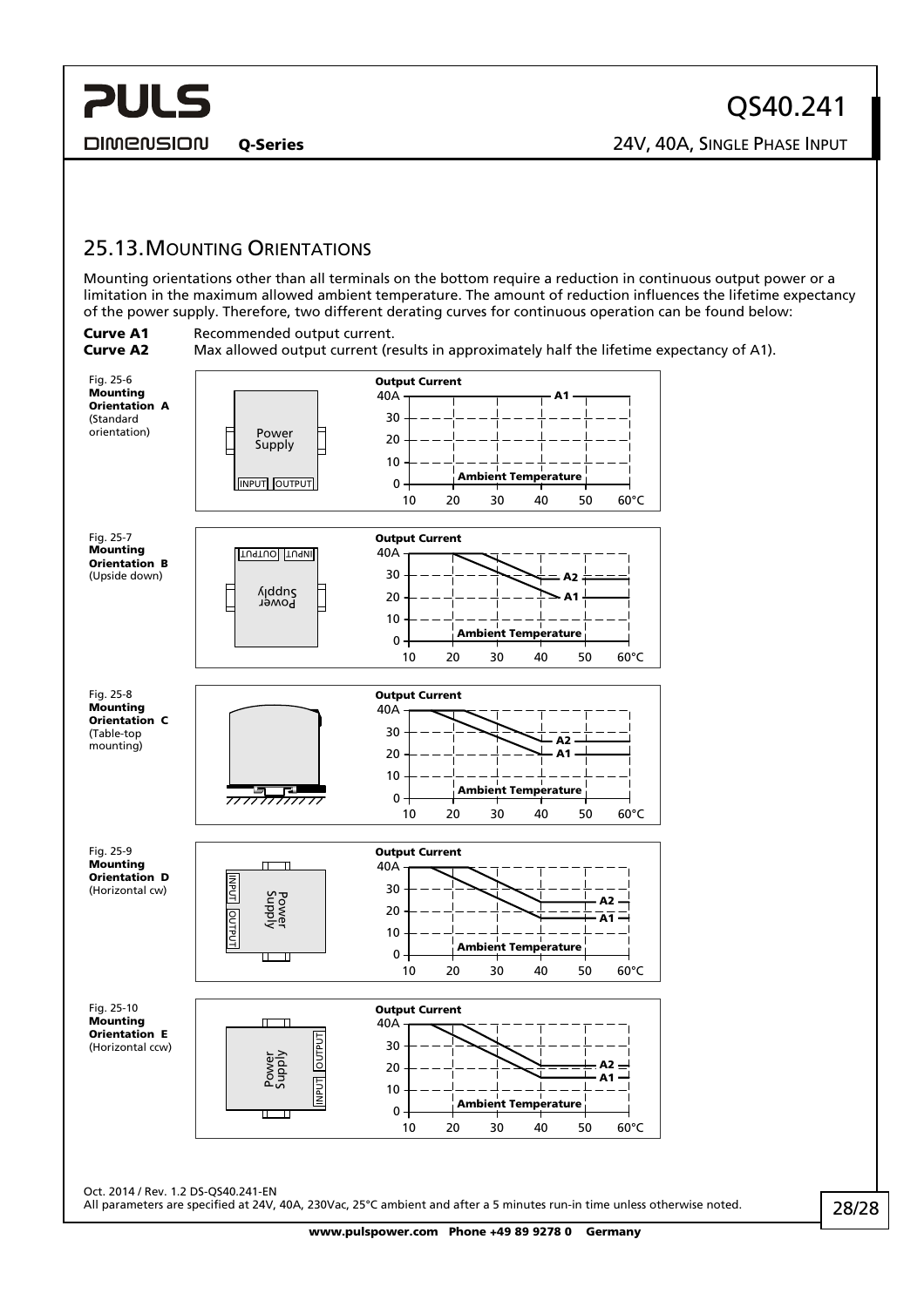## 25.13. Mounting Orientations

Mounting orientations other than all terminals on the bottom require a reduction in continuous output power or a limitation in the maximum allowed ambient temperature. The amount of reduction influences the lifetime expectancy of the power supply. Therefore, two different derating curves for continuous operation can be found below:

**Curve A1** Recommended output current.
**Curve A2** Max allowed output current (results in approximately half the lifetime expectancy of A1).

Fig. 25-6
**Mounting Orientation A**
(Standard orientation)

Power Supply
INPUT OUTPUT

**Output Current**
40A
30
20
10
0
A1
**Ambient Temperature**
10 20 30 40 50 60°C

Fig. 25-7
**Mounting Orientation B**
(Upside down)

Power Supply
INPUT OUTPUT

**Output Current**
40A
30
20
10
0
A2
A1
**Ambient Temperature**
10 20 30 40 50 60°C

Fig. 25-8
**Mounting Orientation C**
(Table-top mounting)

**Output Current**
40A
30
20
10
0
A2
A1
**Ambient Temperature**
10 20 30 40 50 60°C

Fig. 25-9
**Mounting Orientation D**
(Horizontal cw)

Power Supply
INPUT OUTPUT

**Output Current**
40A
30
20
10
0
A2
A1
**Ambient Temperature**
10 20 30 40 50 60°C

Fig. 25-10
**Mounting Orientation E**
(Horizontal ccw)

Power Supply
OUTPUT INPUT

**Output Current**
40A
30
20
10
0
A2
A1
**Ambient Temperature**
10 20 30 40 50 60°C